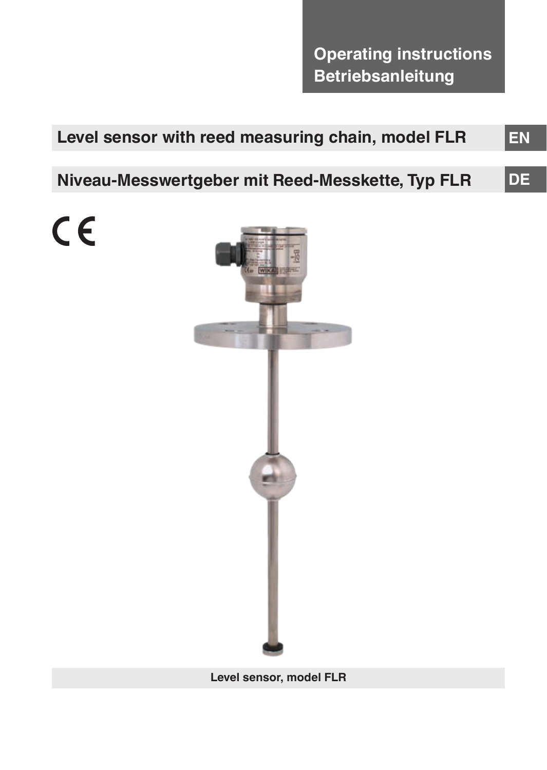**Operating instructions**
**Betriebsanleitung**

## Level sensor with reed measuring chain, model FLR — EN

## Niveau-Messwertgeber mit Reed-Messkette, Typ FLR — DE

CE

Level sensor, model FLR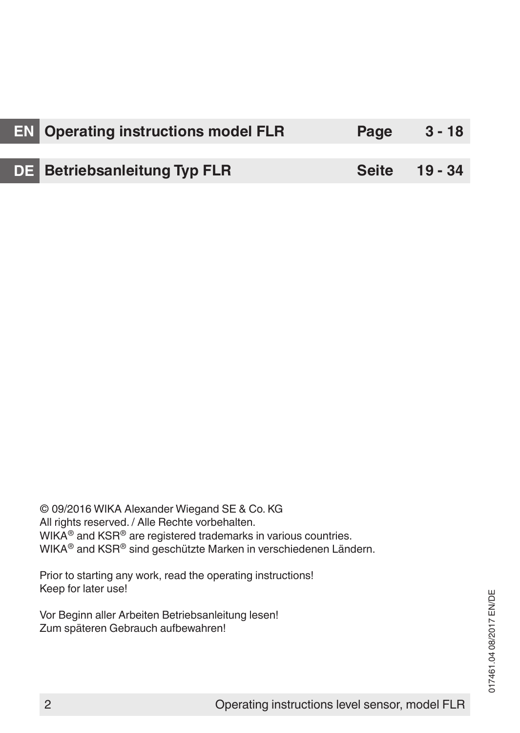| | | | |
|---|---|---|---|
| **EN** | **Operating instructions model FLR** | **Page** | **3 - 18** |
| **DE** | **Betriebsanleitung Typ FLR** | **Seite** | **19 - 34** |

© 09/2016 WIKA Alexander Wiegand SE & Co. KG
All rights reserved. / Alle Rechte vorbehalten.
WIKA® and KSR® are registered trademarks in various countries.
WIKA® and KSR® sind geschützte Marken in verschiedenen Ländern.

Prior to starting any work, read the operating instructions!
Keep for later use!

Vor Beginn aller Arbeiten Betriebsanleitung lesen!
Zum späteren Gebrauch aufbewahren!

017461.04 08/2017 EN/DE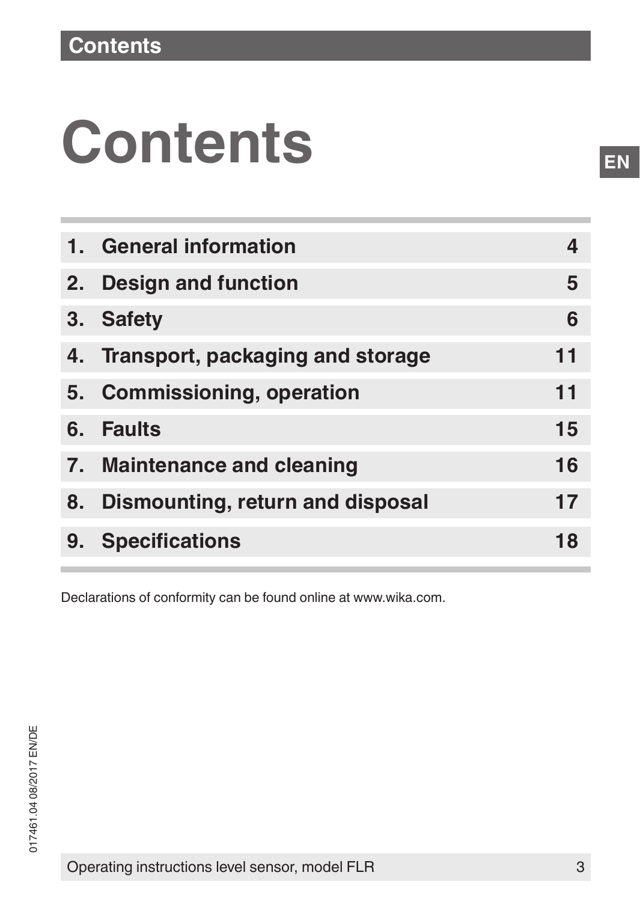# Contents

| | | |
|---|---|---|
| 1. | General information | 4 |
| 2. | Design and function | 5 |
| 3. | Safety | 6 |
| 4. | Transport, packaging and storage | 11 |
| 5. | Commissioning, operation | 11 |
| 6. | Faults | 15 |
| 7. | Maintenance and cleaning | 16 |
| 8. | Dismounting, return and disposal | 17 |
| 9. | Specifications | 18 |

Declarations of conformity can be found online at www.wika.com.

017461.04 08/2017 EN/DE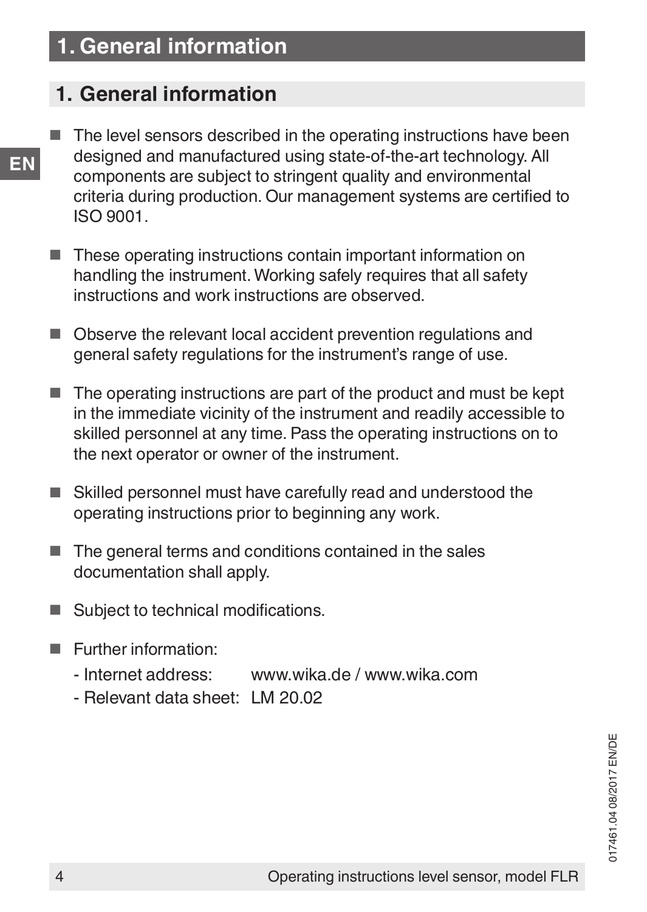# 1. General information

- The level sensors described in the operating instructions have been designed and manufactured using state-of-the-art technology. All components are subject to stringent quality and environmental criteria during production. Our management systems are certified to ISO 9001.

- These operating instructions contain important information on handling the instrument. Working safely requires that all safety instructions and work instructions are observed.

- Observe the relevant local accident prevention regulations and general safety regulations for the instrument's range of use.

- The operating instructions are part of the product and must be kept in the immediate vicinity of the instrument and readily accessible to skilled personnel at any time. Pass the operating instructions on to the next operator or owner of the instrument.

- Skilled personnel must have carefully read and understood the operating instructions prior to beginning any work.

- The general terms and conditions contained in the sales documentation shall apply.

- Subject to technical modifications.

- Further information:
  - Internet address: www.wika.de / www.wika.com
  - Relevant data sheet: LM 20.02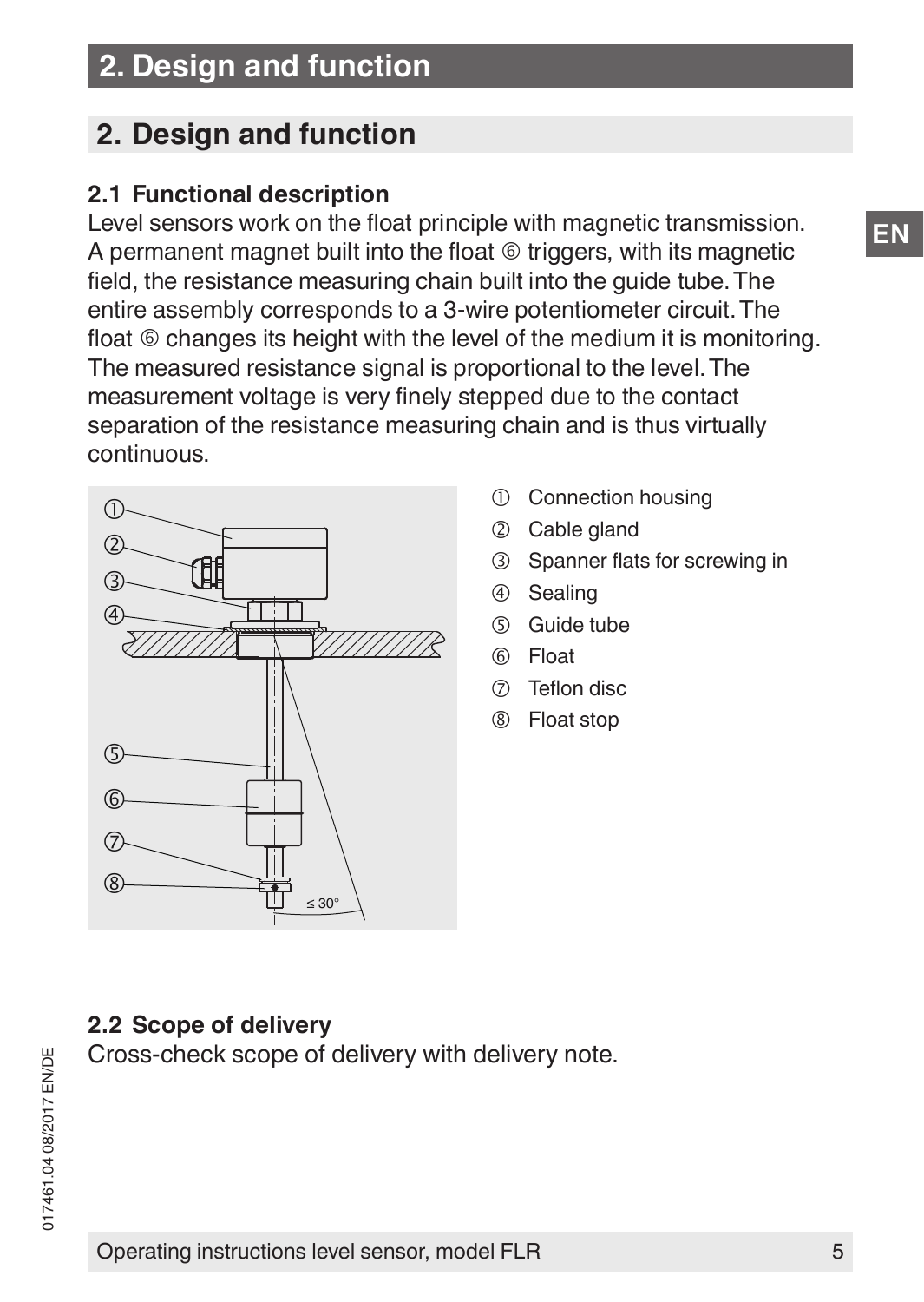## 2. Design and function

### 2.1 Functional description

Level sensors work on the float principle with magnetic transmission. A permanent magnet built into the float ⑥ triggers, with its magnetic field, the resistance measuring chain built into the guide tube. The entire assembly corresponds to a 3-wire potentiometer circuit. The float ⑥ changes its height with the level of the medium it is monitoring. The measured resistance signal is proportional to the level. The measurement voltage is very finely stepped due to the contact separation of the resistance measuring chain and is thus virtually continuous.

① Connection housing
② Cable gland
③ Spanner flats for screwing in
④ Sealing
⑤ Guide tube
⑥ Float
⑦ Teflon disc
⑧ Float stop

### 2.2 Scope of delivery

Cross-check scope of delivery with delivery note.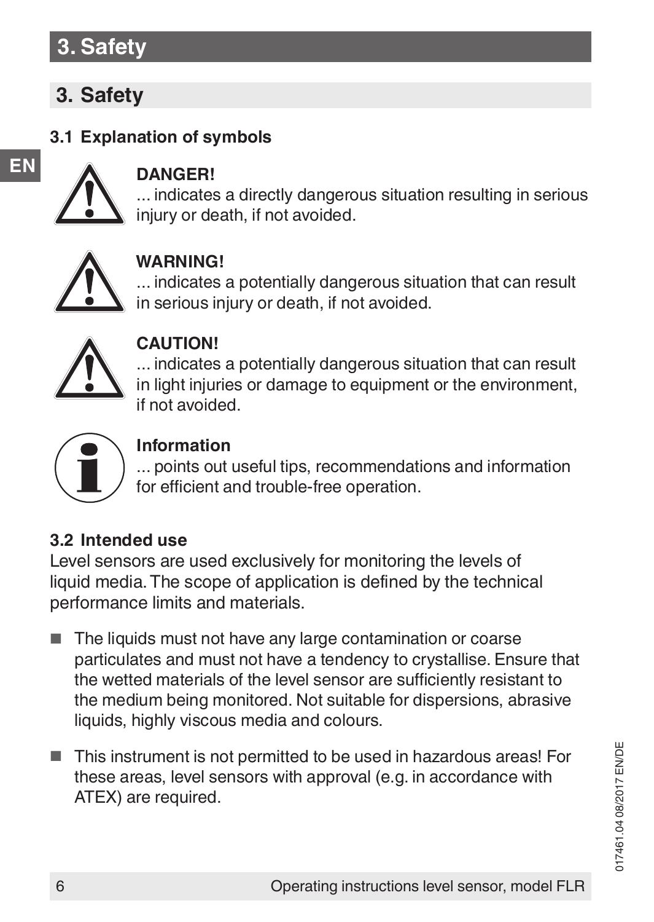# 3. Safety

## 3.1 Explanation of symbols

**DANGER!**
... indicates a directly dangerous situation resulting in serious injury or death, if not avoided.

**WARNING!**
... indicates a potentially dangerous situation that can result in serious injury or death, if not avoided.

**CAUTION!**
... indicates a potentially dangerous situation that can result in light injuries or damage to equipment or the environment, if not avoided.

**Information**
... points out useful tips, recommendations and information for efficient and trouble-free operation.

## 3.2 Intended use

Level sensors are used exclusively for monitoring the levels of liquid media. The scope of application is defined by the technical performance limits and materials.

- The liquids must not have any large contamination or coarse particulates and must not have a tendency to crystallise. Ensure that the wetted materials of the level sensor are sufficiently resistant to the medium being monitored. Not suitable for dispersions, abrasive liquids, highly viscous media and colours.
- This instrument is not permitted to be used in hazardous areas! For these areas, level sensors with approval (e.g. in accordance with ATEX) are required.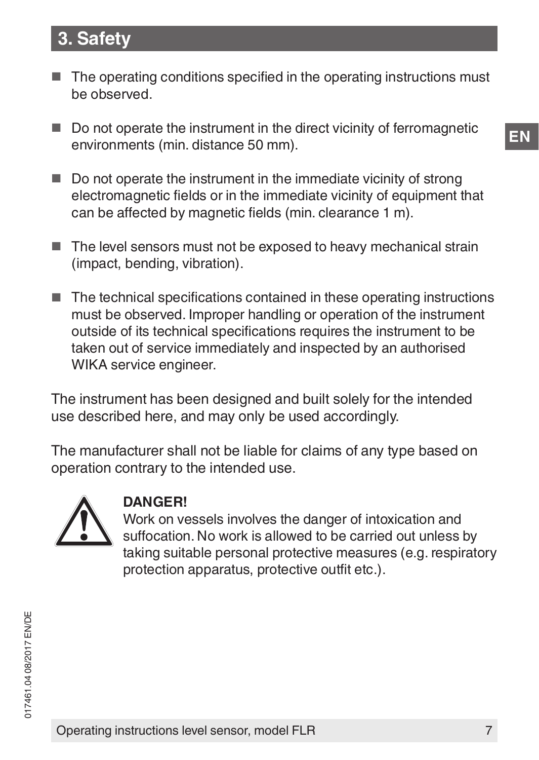## 3. Safety

- The operating conditions specified in the operating instructions must be observed.
- Do not operate the instrument in the direct vicinity of ferromagnetic environments (min. distance 50 mm).
- Do not operate the instrument in the immediate vicinity of strong electromagnetic fields or in the immediate vicinity of equipment that can be affected by magnetic fields (min. clearance 1 m).
- The level sensors must not be exposed to heavy mechanical strain (impact, bending, vibration).
- The technical specifications contained in these operating instructions must be observed. Improper handling or operation of the instrument outside of its technical specifications requires the instrument to be taken out of service immediately and inspected by an authorised WIKA service engineer.

The instrument has been designed and built solely for the intended use described here, and may only be used accordingly.

The manufacturer shall not be liable for claims of any type based on operation contrary to the intended use.

**DANGER!**
Work on vessels involves the danger of intoxication and suffocation. No work is allowed to be carried out unless by taking suitable personal protective measures (e.g. respiratory protection apparatus, protective outfit etc.).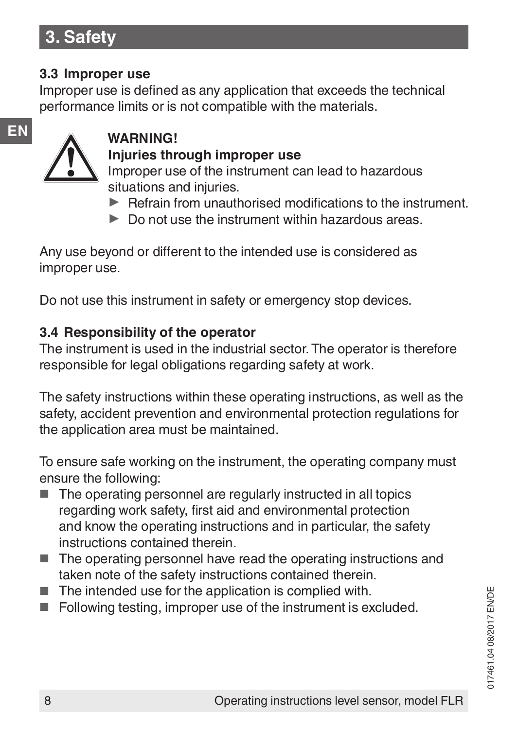# 3. Safety

### 3.3 Improper use

Improper use is defined as any application that exceeds the technical performance limits or is not compatible with the materials.

**WARNING!**
**Injuries through improper use**
Improper use of the instrument can lead to hazardous situations and injuries.

- ▶ Refrain from unauthorised modifications to the instrument.
- ▶ Do not use the instrument within hazardous areas.

Any use beyond or different to the intended use is considered as improper use.

Do not use this instrument in safety or emergency stop devices.

### 3.4 Responsibility of the operator

The instrument is used in the industrial sector. The operator is therefore responsible for legal obligations regarding safety at work.

The safety instructions within these operating instructions, as well as the safety, accident prevention and environmental protection regulations for the application area must be maintained.

To ensure safe working on the instrument, the operating company must ensure the following:

- The operating personnel are regularly instructed in all topics regarding work safety, first aid and environmental protection and know the operating instructions and in particular, the safety instructions contained therein.
- The operating personnel have read the operating instructions and taken note of the safety instructions contained therein.
- The intended use for the application is complied with.
- Following testing, improper use of the instrument is excluded.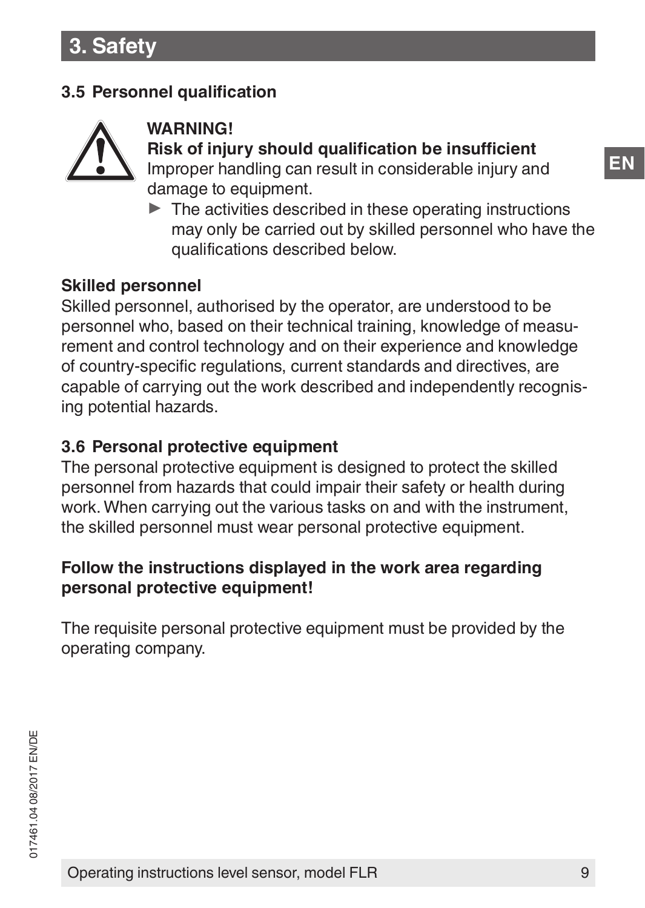## 3.5 Personnel qualification

**WARNING!**
**Risk of injury should qualification be insufficient**
Improper handling can result in considerable injury and damage to equipment.

- The activities described in these operating instructions may only be carried out by skilled personnel who have the qualifications described below.

**Skilled personnel**
Skilled personnel, authorised by the operator, are understood to be personnel who, based on their technical training, knowledge of measurement and control technology and on their experience and knowledge of country-specific regulations, current standards and directives, are capable of carrying out the work described and independently recognising potential hazards.

## 3.6 Personal protective equipment

The personal protective equipment is designed to protect the skilled personnel from hazards that could impair their safety or health during work. When carrying out the various tasks on and with the instrument, the skilled personnel must wear personal protective equipment.

**Follow the instructions displayed in the work area regarding personal protective equipment!**

The requisite personal protective equipment must be provided by the operating company.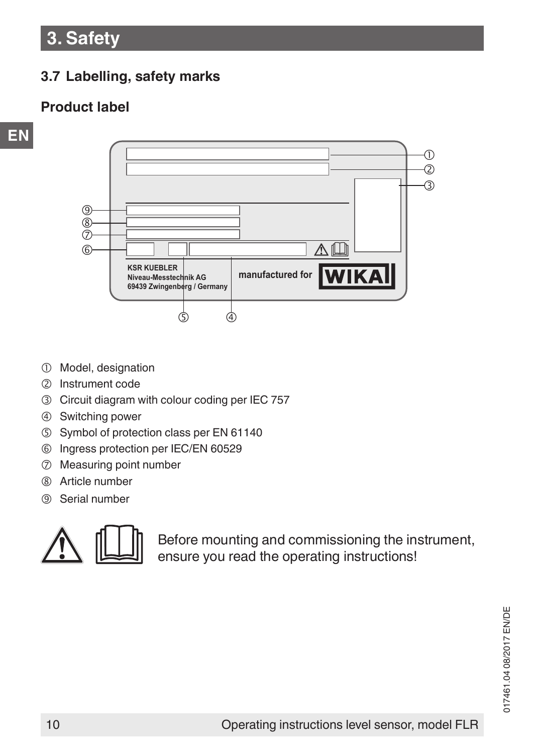# 3. Safety

## 3.7 Labelling, safety marks

### Product label

KSR KUEBLER
Niveau-Messtechnik AG
69439 Zwingenberg / Germany

manufactured for WIKA

① Model, designation
② Instrument code
③ Circuit diagram with colour coding per IEC 757
④ Switching power
⑤ Symbol of protection class per EN 61140
⑥ Ingress protection per IEC/EN 60529
⑦ Measuring point number
⑧ Article number
⑨ Serial number

Before mounting and commissioning the instrument, ensure you read the operating instructions!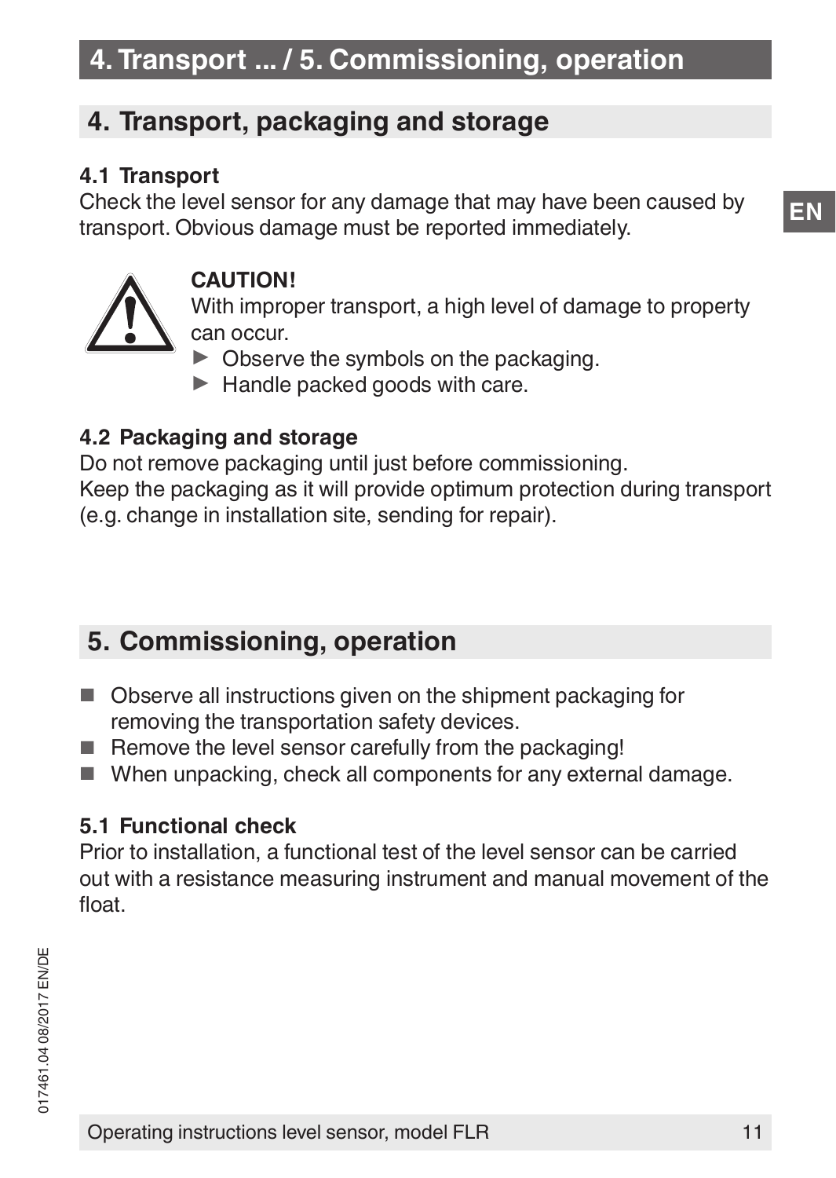## 4. Transport, packaging and storage

### 4.1 Transport

Check the level sensor for any damage that may have been caused by transport. Obvious damage must be reported immediately.

**CAUTION!**

With improper transport, a high level of damage to property can occur.

- ▶ Observe the symbols on the packaging.
- ▶ Handle packed goods with care.

### 4.2 Packaging and storage

Do not remove packaging until just before commissioning.
Keep the packaging as it will provide optimum protection during transport (e.g. change in installation site, sending for repair).

## 5. Commissioning, operation

- Observe all instructions given on the shipment packaging for removing the transportation safety devices.
- Remove the level sensor carefully from the packaging!
- When unpacking, check all components for any external damage.

### 5.1 Functional check

Prior to installation, a functional test of the level sensor can be carried out with a resistance measuring instrument and manual movement of the float.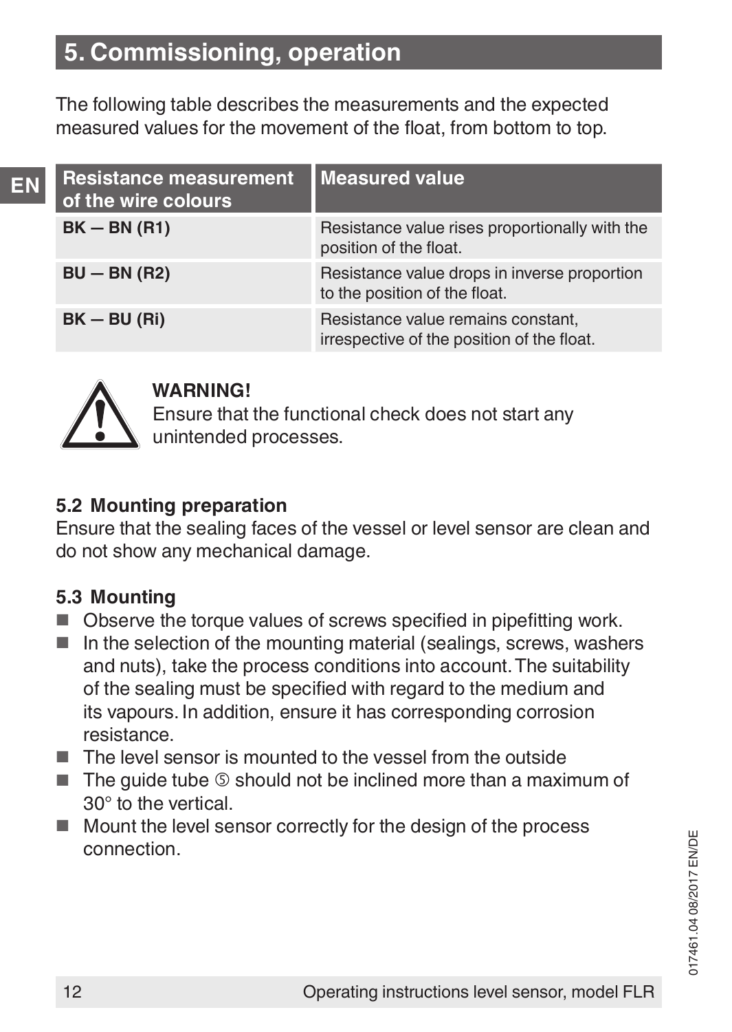## 5. Commissioning, operation

The following table describes the measurements and the expected measured values for the movement of the float, from bottom to top.

| Resistance measurement of the wire colours | Measured value |
|---|---|
| **BK — BN (R1)** | Resistance value rises proportionally with the position of the float. |
| **BU — BN (R2)** | Resistance value drops in inverse proportion to the position of the float. |
| **BK — BU (Ri)** | Resistance value remains constant, irrespective of the position of the float. |

**WARNING!**
Ensure that the functional check does not start any unintended processes.

### 5.2 Mounting preparation

Ensure that the sealing faces of the vessel or level sensor are clean and do not show any mechanical damage.

### 5.3 Mounting

- Observe the torque values of screws specified in pipefitting work.
- In the selection of the mounting material (sealings, screws, washers and nuts), take the process conditions into account. The suitability of the sealing must be specified with regard to the medium and its vapours. In addition, ensure it has corresponding corrosion resistance.
- The level sensor is mounted to the vessel from the outside
- The guide tube ⑤ should not be inclined more than a maximum of 30° to the vertical.
- Mount the level sensor correctly for the design of the process connection.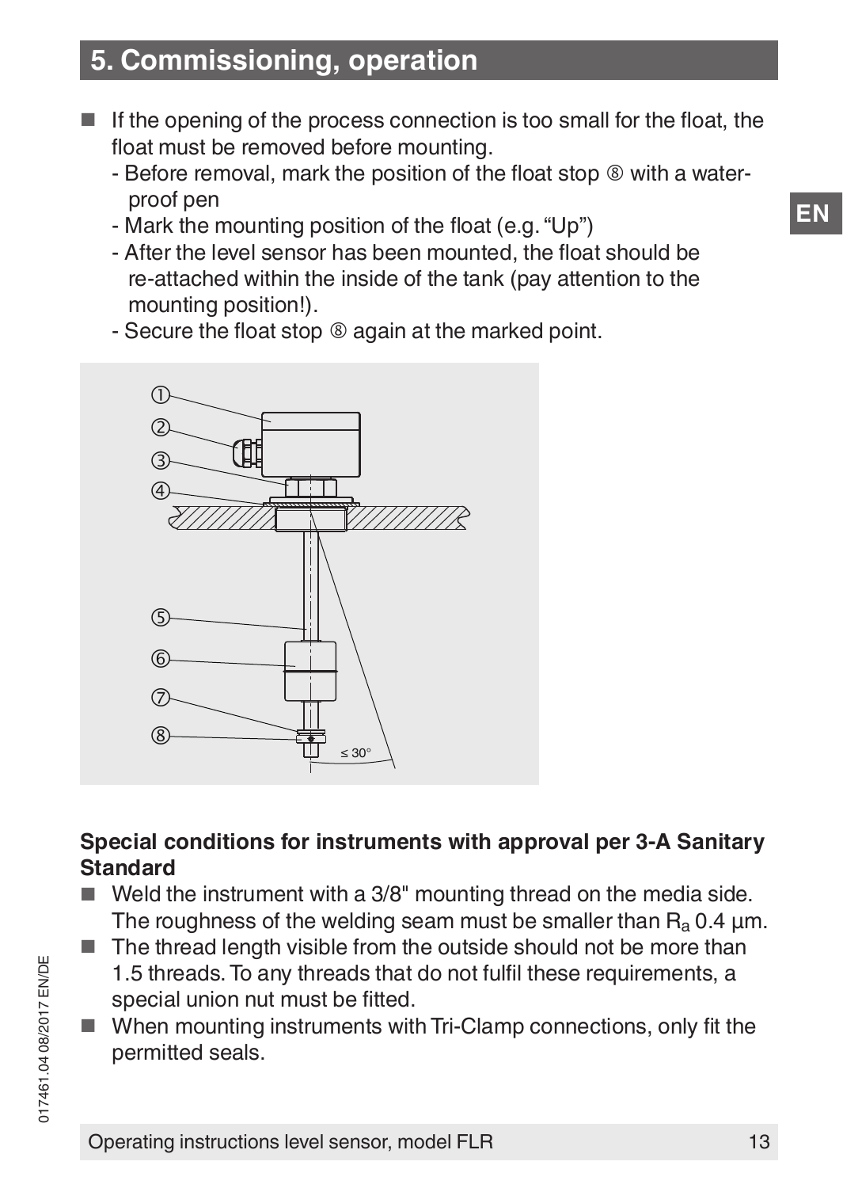## 5. Commissioning, operation

- If the opening of the process connection is too small for the float, the float must be removed before mounting.
  - Before removal, mark the position of the float stop ⑧ with a waterproof pen
  - Mark the mounting position of the float (e.g. "Up")
  - After the level sensor has been mounted, the float should be re-attached within the inside of the tank (pay attention to the mounting position!).
  - Secure the float stop ⑧ again at the marked point.

**Special conditions for instruments with approval per 3-A Sanitary Standard**

- Weld the instrument with a 3/8" mounting thread on the media side. The roughness of the welding seam must be smaller than $R_a$ 0.4 µm.
- The thread length visible from the outside should not be more than 1.5 threads. To any threads that do not fulfil these requirements, a special union nut must be fitted.
- When mounting instruments with Tri-Clamp connections, only fit the permitted seals.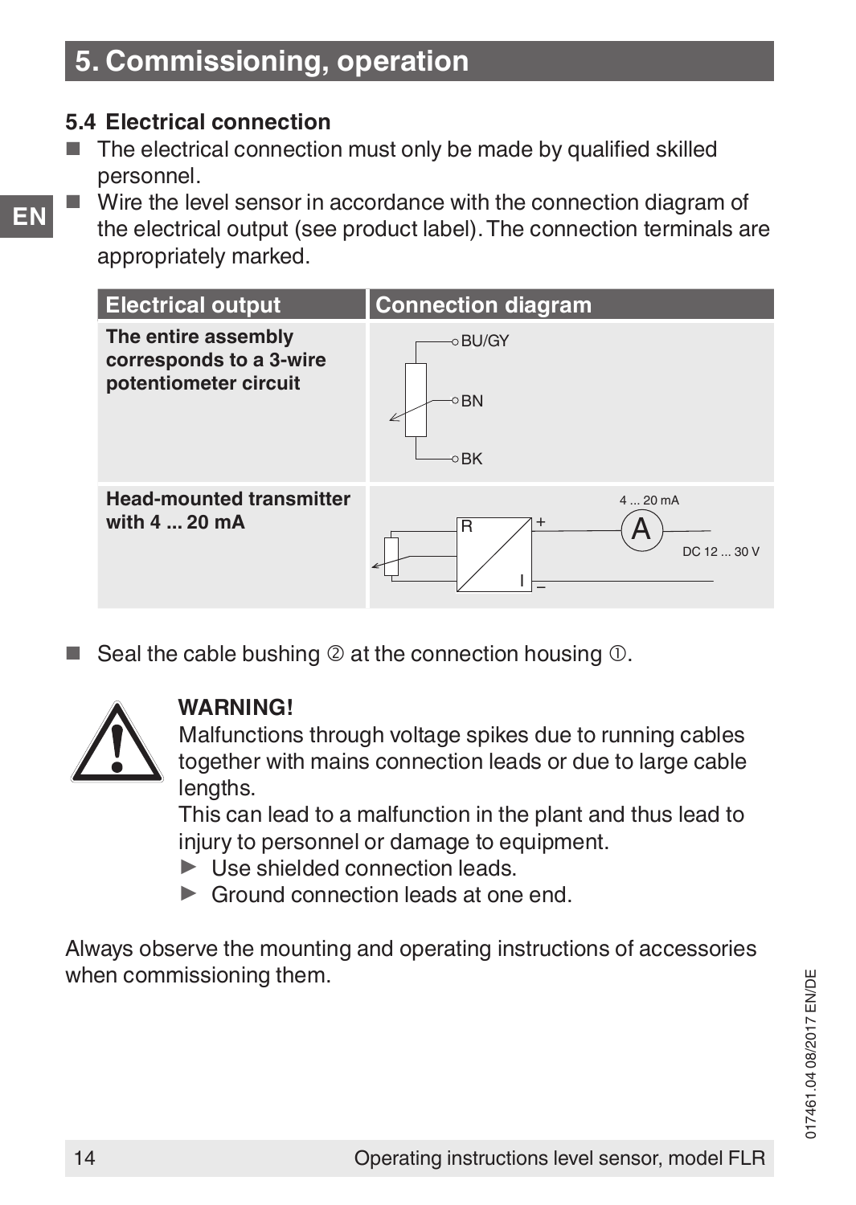# 5. Commissioning, operation

## 5.4 Electrical connection

- The electrical connection must only be made by qualified skilled personnel.
- Wire the level sensor in accordance with the connection diagram of the electrical output (see product label). The connection terminals are appropriately marked.

| Electrical output | Connection diagram |
|---|---|
| **The entire assembly corresponds to a 3-wire potentiometer circuit** | BU/GY, BN, BK |
| **Head-mounted transmitter with 4 ... 20 mA** | R, I, +, −, A, 4 ... 20 mA, DC 12 ... 30 V |

- Seal the cable bushing ② at the connection housing ①.

**WARNING!**
Malfunctions through voltage spikes due to running cables together with mains connection leads or due to large cable lengths.
This can lead to a malfunction in the plant and thus lead to injury to personnel or damage to equipment.
▶ Use shielded connection leads.
▶ Ground connection leads at one end.

Always observe the mounting and operating instructions of accessories when commissioning them.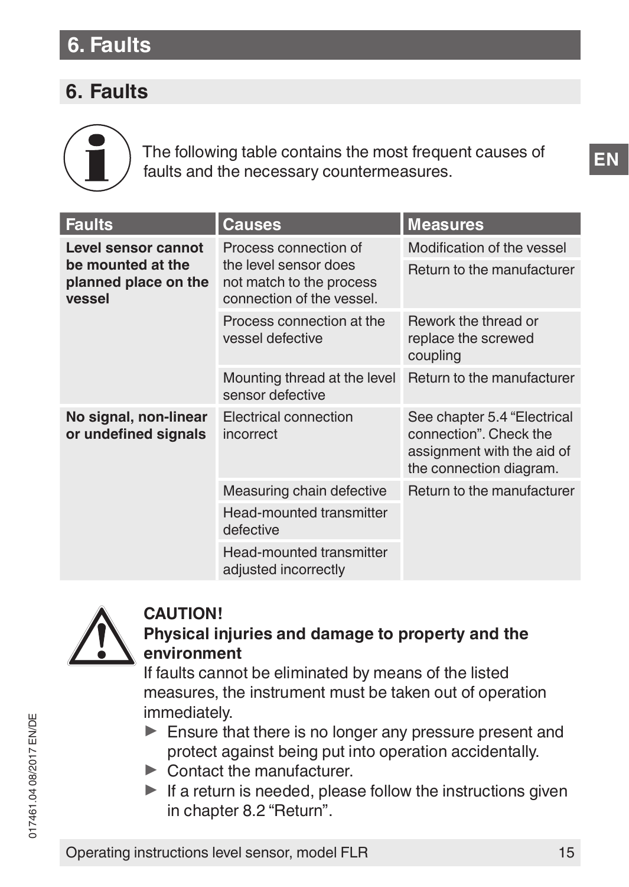## 6. Faults

The following table contains the most frequent causes of faults and the necessary countermeasures.

| Faults | Causes | Measures |
| --- | --- | --- |
| **Level sensor cannot be mounted at the planned place on the vessel** | Process connection of the level sensor does not match to the process connection of the vessel. | Modification of the vessel |
| | | Return to the manufacturer |
| | Process connection at the vessel defective | Rework the thread or replace the screwed coupling |
| | Mounting thread at the level sensor defective | Return to the manufacturer |
| **No signal, non-linear or undefined signals** | Electrical connection incorrect | See chapter 5.4 “Electrical connection”. Check the assignment with the aid of the connection diagram. |
| | Measuring chain defective | Return to the manufacturer |
| | Head-mounted transmitter defective | |
| | Head-mounted transmitter adjusted incorrectly | |

**CAUTION!**
**Physical injuries and damage to property and the environment**
If faults cannot be eliminated by means of the listed measures, the instrument must be taken out of operation immediately.

- Ensure that there is no longer any pressure present and protect against being put into operation accidentally.
- Contact the manufacturer.
- If a return is needed, please follow the instructions given in chapter 8.2 “Return”.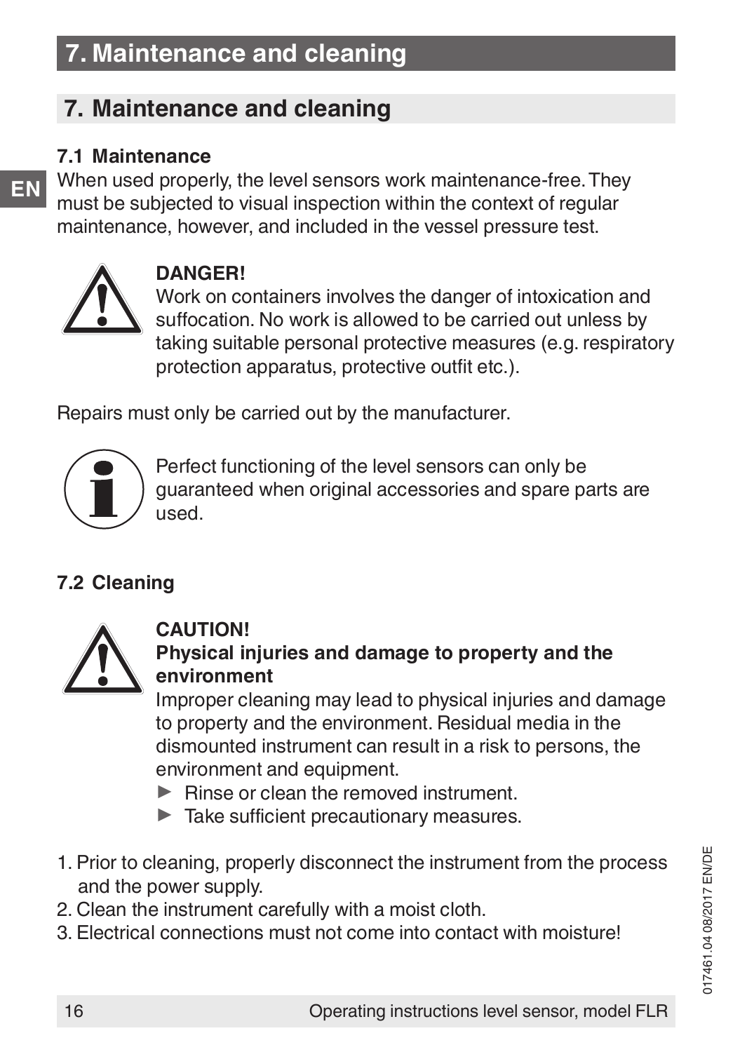## 7. Maintenance and cleaning

### 7.1 Maintenance

When used properly, the level sensors work maintenance-free. They must be subjected to visual inspection within the context of regular maintenance, however, and included in the vessel pressure test.

**DANGER!**
Work on containers involves the danger of intoxication and suffocation. No work is allowed to be carried out unless by taking suitable personal protective measures (e.g. respiratory protection apparatus, protective outfit etc.).

Repairs must only be carried out by the manufacturer.

Perfect functioning of the level sensors can only be guaranteed when original accessories and spare parts are used.

### 7.2 Cleaning

**CAUTION!**
**Physical injuries and damage to property and the environment**
Improper cleaning may lead to physical injuries and damage to property and the environment. Residual media in the dismounted instrument can result in a risk to persons, the environment and equipment.

- ▶ Rinse or clean the removed instrument.
- ▶ Take sufficient precautionary measures.

1. Prior to cleaning, properly disconnect the instrument from the process and the power supply.
2. Clean the instrument carefully with a moist cloth.
3. Electrical connections must not come into contact with moisture!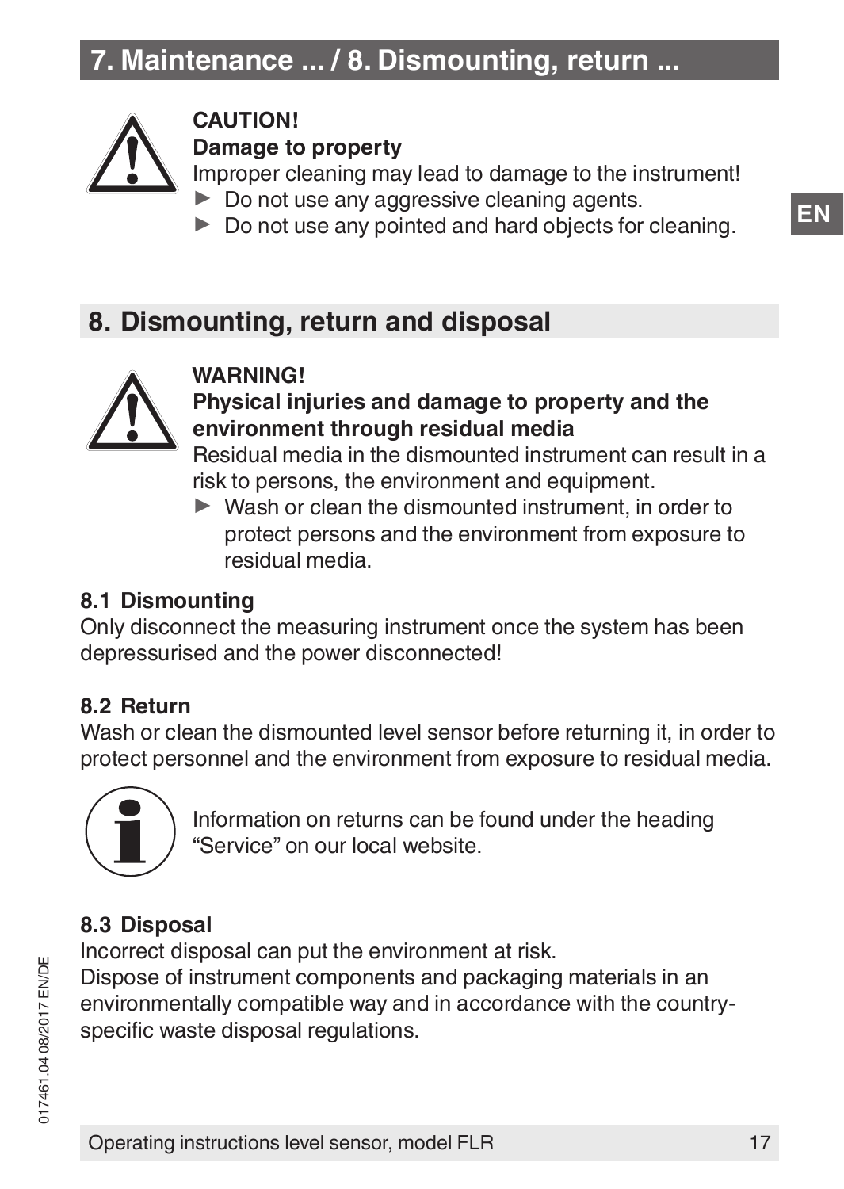**CAUTION!**
**Damage to property**
Improper cleaning may lead to damage to the instrument!

- ▶ Do not use any aggressive cleaning agents.
- ▶ Do not use any pointed and hard objects for cleaning.

## 8. Dismounting, return and disposal

**WARNING!**
**Physical injuries and damage to property and the environment through residual media**
Residual media in the dismounted instrument can result in a risk to persons, the environment and equipment.

- ▶ Wash or clean the dismounted instrument, in order to protect persons and the environment from exposure to residual media.

### 8.1 Dismounting

Only disconnect the measuring instrument once the system has been depressurised and the power disconnected!

### 8.2 Return

Wash or clean the dismounted level sensor before returning it, in order to protect personnel and the environment from exposure to residual media.

Information on returns can be found under the heading "Service" on our local website.

### 8.3 Disposal

Incorrect disposal can put the environment at risk.
Dispose of instrument components and packaging materials in an environmentally compatible way and in accordance with the country-specific waste disposal regulations.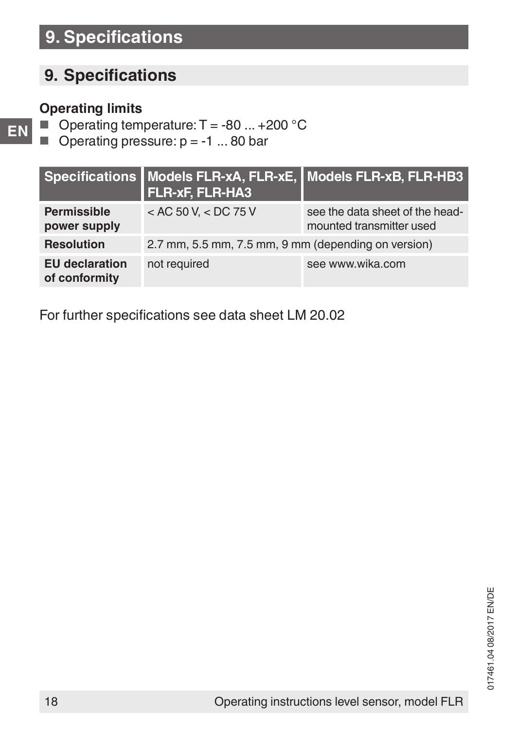# 9. Specifications

## 9. Specifications

**Operating limits**

- Operating temperature: T = -80 ... +200 °C
- Operating pressure: p = -1 ... 80 bar

| Specifications | Models FLR-xA, FLR-xE, FLR-xF, FLR-HA3 | Models FLR-xB, FLR-HB3 |
|---|---|---|
| **Permissible power supply** | < AC 50 V, < DC 75 V | see the data sheet of the head-mounted transmitter used |
| **Resolution** | 2.7 mm, 5.5 mm, 7.5 mm, 9 mm (depending on version) | |
| **EU declaration of conformity** | not required | see www.wika.com |

For further specifications see data sheet LM 20.02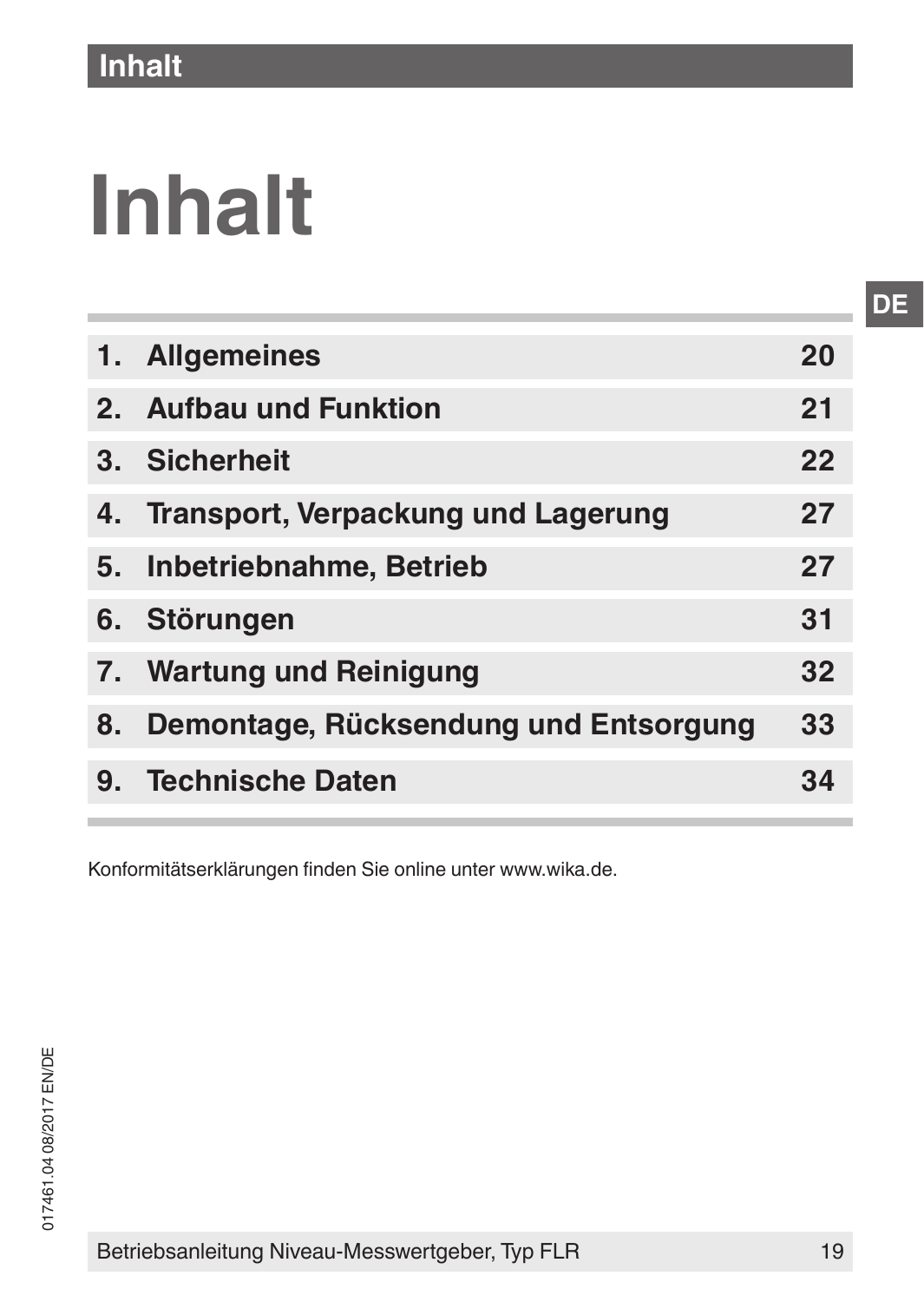# Inhalt

| | | |
|---|---|---|
| 1. | Allgemeines | 20 |
| 2. | Aufbau und Funktion | 21 |
| 3. | Sicherheit | 22 |
| 4. | Transport, Verpackung und Lagerung | 27 |
| 5. | Inbetriebnahme, Betrieb | 27 |
| 6. | Störungen | 31 |
| 7. | Wartung und Reinigung | 32 |
| 8. | Demontage, Rücksendung und Entsorgung | 33 |
| 9. | Technische Daten | 34 |

Konformitätserklärungen finden Sie online unter www.wika.de.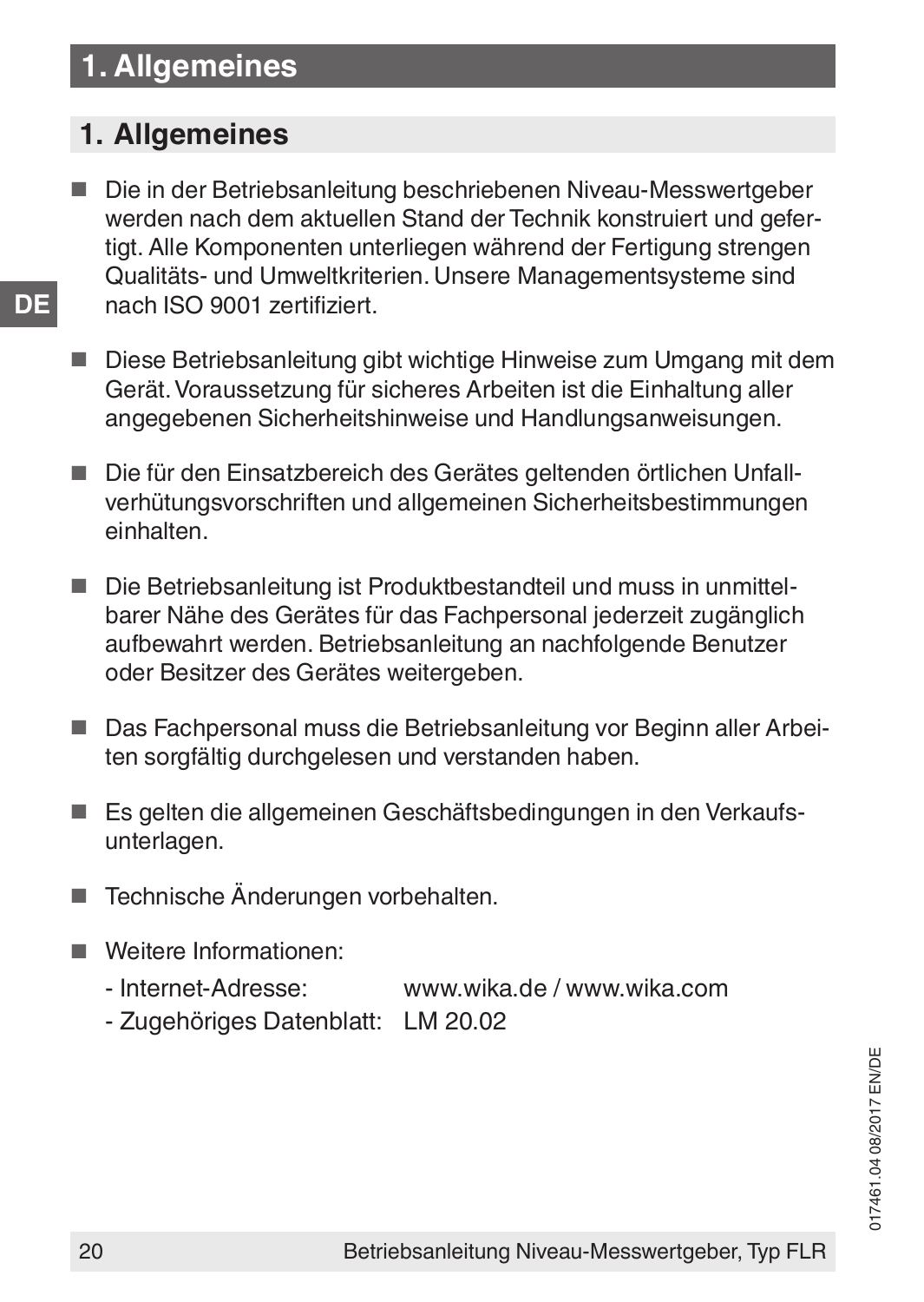# 1. Allgemeines

- Die in der Betriebsanleitung beschriebenen Niveau-Messwertgeber werden nach dem aktuellen Stand der Technik konstruiert und gefertigt. Alle Komponenten unterliegen während der Fertigung strengen Qualitäts- und Umweltkriterien. Unsere Managementsysteme sind nach ISO 9001 zertifiziert.

- Diese Betriebsanleitung gibt wichtige Hinweise zum Umgang mit dem Gerät. Voraussetzung für sicheres Arbeiten ist die Einhaltung aller angegebenen Sicherheitshinweise und Handlungsanweisungen.

- Die für den Einsatzbereich des Gerätes geltenden örtlichen Unfallverhütungsvorschriften und allgemeinen Sicherheitsbestimmungen einhalten.

- Die Betriebsanleitung ist Produktbestandteil und muss in unmittelbarer Nähe des Gerätes für das Fachpersonal jederzeit zugänglich aufbewahrt werden. Betriebsanleitung an nachfolgende Benutzer oder Besitzer des Gerätes weitergeben.

- Das Fachpersonal muss die Betriebsanleitung vor Beginn aller Arbeiten sorgfältig durchgelesen und verstanden haben.

- Es gelten die allgemeinen Geschäftsbedingungen in den Verkaufsunterlagen.

- Technische Änderungen vorbehalten.

- Weitere Informationen:
  - Internet-Adresse: www.wika.de / www.wika.com
  - Zugehöriges Datenblatt: LM 20.02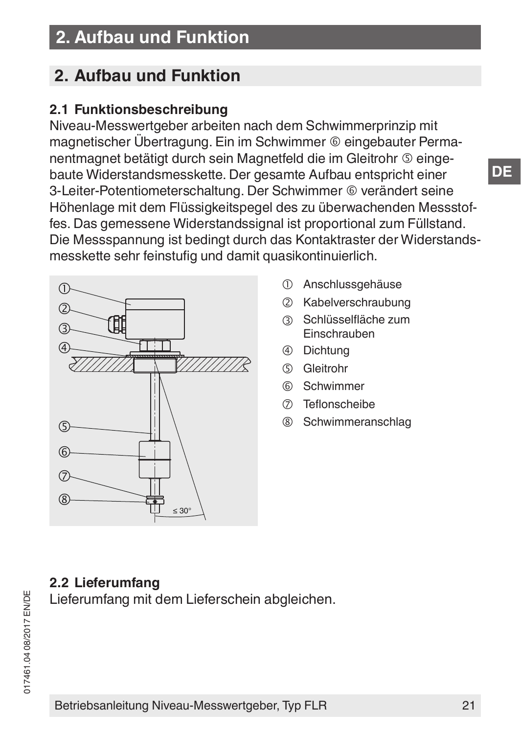## 2. Aufbau und Funktion

### 2.1 Funktionsbeschreibung

Niveau-Messwertgeber arbeiten nach dem Schwimmerprinzip mit magnetischer Übertragung. Ein im Schwimmer ⑥ eingebauter Permanentmagnet betätigt durch sein Magnetfeld die im Gleitrohr ⑤ eingebaute Widerstandsmesskette. Der gesamte Aufbau entspricht einer 3-Leiter-Potentiometerschaltung. Der Schwimmer ⑥ verändert seine Höhenlage mit dem Flüssigkeitspegel des zu überwachenden Messstoffes. Das gemessene Widerstandssignal ist proportional zum Füllstand. Die Messspannung ist bedingt durch das Kontaktraster der Widerstandsmesskette sehr feinstufig und damit quasikontinuierlich.

① Anschlussgehäuse
② Kabelverschraubung
③ Schlüsselfläche zum Einschrauben
④ Dichtung
⑤ Gleitrohr
⑥ Schwimmer
⑦ Teflonscheibe
⑧ Schwimmeranschlag

### 2.2 Lieferumfang

Lieferumfang mit dem Lieferschein abgleichen.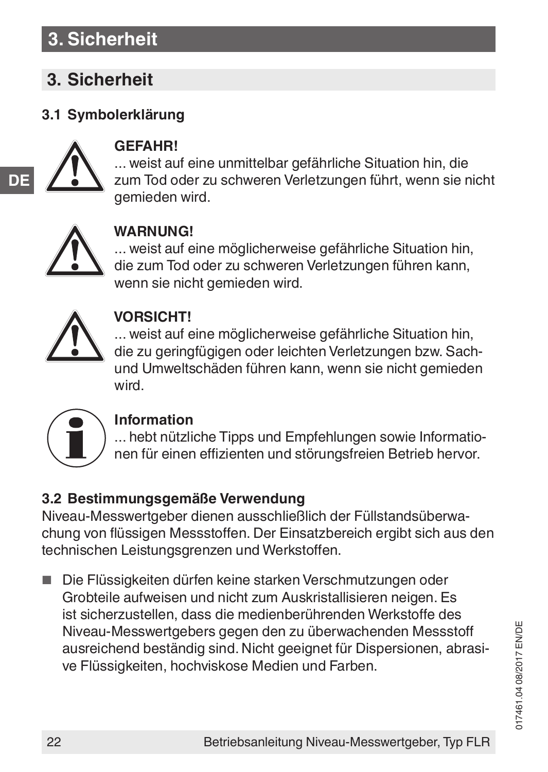# 3. Sicherheit

## 3.1 Symbolerklärung

**GEFAHR!**
... weist auf eine unmittelbar gefährliche Situation hin, die zum Tod oder zu schweren Verletzungen führt, wenn sie nicht gemieden wird.

**WARNUNG!**
... weist auf eine möglicherweise gefährliche Situation hin, die zum Tod oder zu schweren Verletzungen führen kann, wenn sie nicht gemieden wird.

**VORSICHT!**
... weist auf eine möglicherweise gefährliche Situation hin, die zu geringfügigen oder leichten Verletzungen bzw. Sach- und Umweltschäden führen kann, wenn sie nicht gemieden wird.

**Information**
... hebt nützliche Tipps und Empfehlungen sowie Informationen für einen effizienten und störungsfreien Betrieb hervor.

## 3.2 Bestimmungsgemäße Verwendung

Niveau-Messwertgeber dienen ausschließlich der Füllstandsüberwachung von flüssigen Messstoffen. Der Einsatzbereich ergibt sich aus den technischen Leistungsgrenzen und Werkstoffen.

- Die Flüssigkeiten dürfen keine starken Verschmutzungen oder Grobteile aufweisen und nicht zum Auskristallisieren neigen. Es ist sicherzustellen, dass die medienberührenden Werkstoffe des Niveau-Messwertgebers gegen den zu überwachenden Messstoff ausreichend beständig sind. Nicht geeignet für Dispersionen, abrasive Flüssigkeiten, hochviskose Medien und Farben.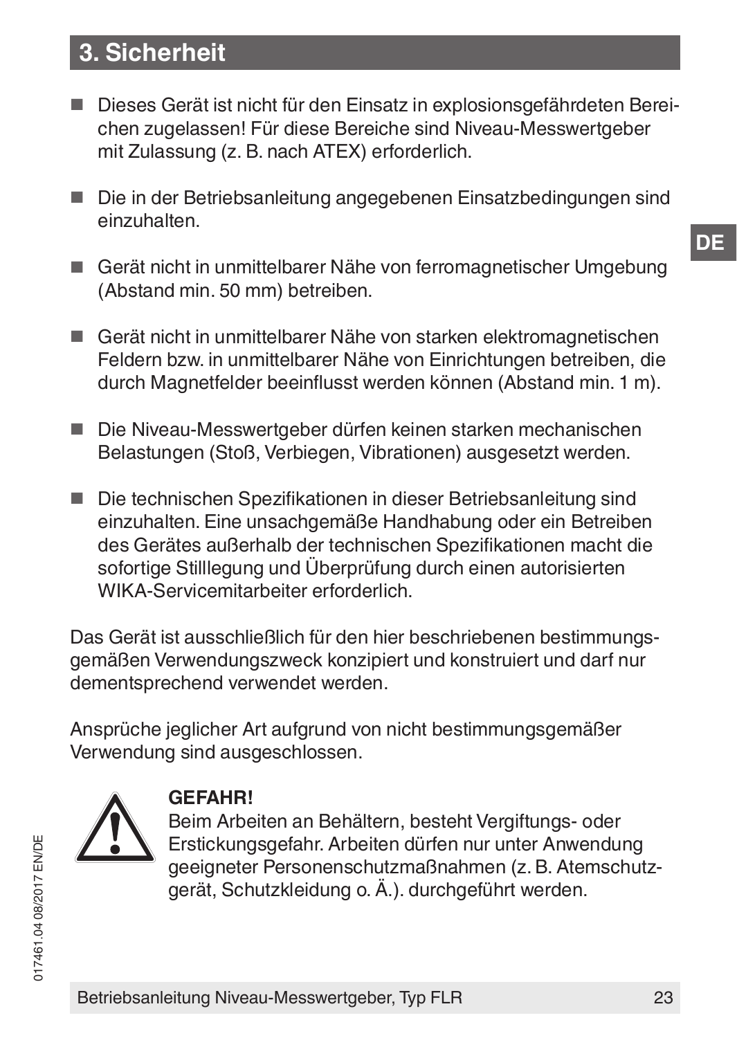## 3. Sicherheit

- Dieses Gerät ist nicht für den Einsatz in explosionsgefährdeten Bereichen zugelassen! Für diese Bereiche sind Niveau-Messwertgeber mit Zulassung (z. B. nach ATEX) erforderlich.
- Die in der Betriebsanleitung angegebenen Einsatzbedingungen sind einzuhalten.
- Gerät nicht in unmittelbarer Nähe von ferromagnetischer Umgebung (Abstand min. 50 mm) betreiben.
- Gerät nicht in unmittelbarer Nähe von starken elektromagnetischen Feldern bzw. in unmittelbarer Nähe von Einrichtungen betreiben, die durch Magnetfelder beeinflusst werden können (Abstand min. 1 m).
- Die Niveau-Messwertgeber dürfen keinen starken mechanischen Belastungen (Stoß, Verbiegen, Vibrationen) ausgesetzt werden.
- Die technischen Spezifikationen in dieser Betriebsanleitung sind einzuhalten. Eine unsachgemäße Handhabung oder ein Betreiben des Gerätes außerhalb der technischen Spezifikationen macht die sofortige Stilllegung und Überprüfung durch einen autorisierten WIKA-Servicemitarbeiter erforderlich.

Das Gerät ist ausschließlich für den hier beschriebenen bestimmungsgemäßen Verwendungszweck konzipiert und konstruiert und darf nur dementsprechend verwendet werden.

Ansprüche jeglicher Art aufgrund von nicht bestimmungsgemäßer Verwendung sind ausgeschlossen.

**GEFAHR!**
Beim Arbeiten an Behältern, besteht Vergiftungs- oder Erstickungsgefahr. Arbeiten dürfen nur unter Anwendung geeigneter Personenschutzmaßnahmen (z. B. Atemschutzgerät, Schutzkleidung o. Ä.). durchgeführt werden.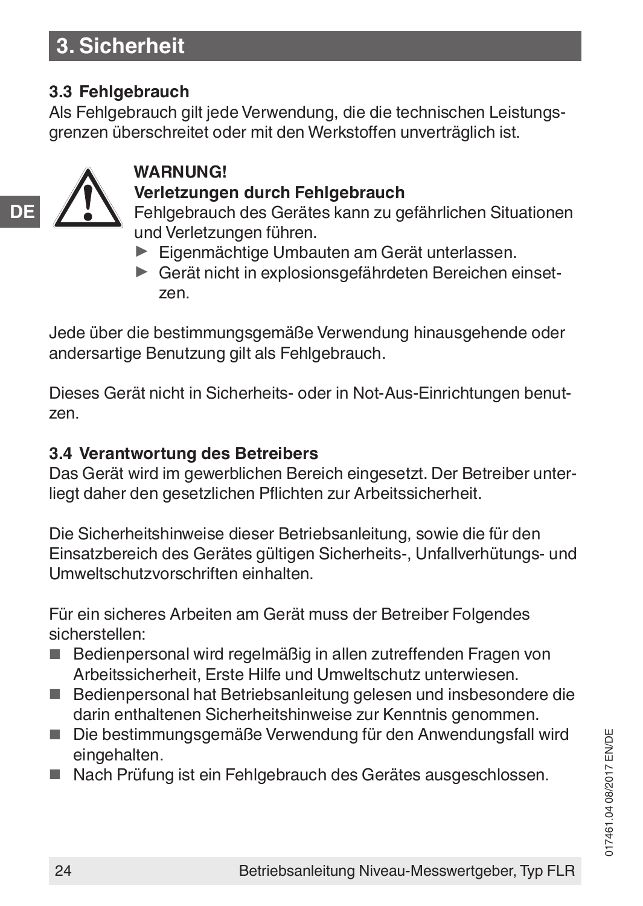# 3. Sicherheit

## 3.3 Fehlgebrauch

Als Fehlgebrauch gilt jede Verwendung, die die technischen Leistungsgrenzen überschreitet oder mit den Werkstoffen unverträglich ist.

**WARNUNG!**
**Verletzungen durch Fehlgebrauch**
Fehlgebrauch des Gerätes kann zu gefährlichen Situationen und Verletzungen führen.

- Eigenmächtige Umbauten am Gerät unterlassen.
- Gerät nicht in explosionsgefährdeten Bereichen einsetzen.

Jede über die bestimmungsgemäße Verwendung hinausgehende oder andersartige Benutzung gilt als Fehlgebrauch.

Dieses Gerät nicht in Sicherheits- oder in Not-Aus-Einrichtungen benutzen.

## 3.4 Verantwortung des Betreibers

Das Gerät wird im gewerblichen Bereich eingesetzt. Der Betreiber unterliegt daher den gesetzlichen Pflichten zur Arbeitssicherheit.

Die Sicherheitshinweise dieser Betriebsanleitung, sowie die für den Einsatzbereich des Gerätes gültigen Sicherheits-, Unfallverhütungs- und Umweltschutzvorschriften einhalten.

Für ein sicheres Arbeiten am Gerät muss der Betreiber Folgendes sicherstellen:

- Bedienpersonal wird regelmäßig in allen zutreffenden Fragen von Arbeitssicherheit, Erste Hilfe und Umweltschutz unterwiesen.
- Bedienpersonal hat Betriebsanleitung gelesen und insbesondere die darin enthaltenen Sicherheitshinweise zur Kenntnis genommen.
- Die bestimmungsgemäße Verwendung für den Anwendungsfall wird eingehalten.
- Nach Prüfung ist ein Fehlgebrauch des Gerätes ausgeschlossen.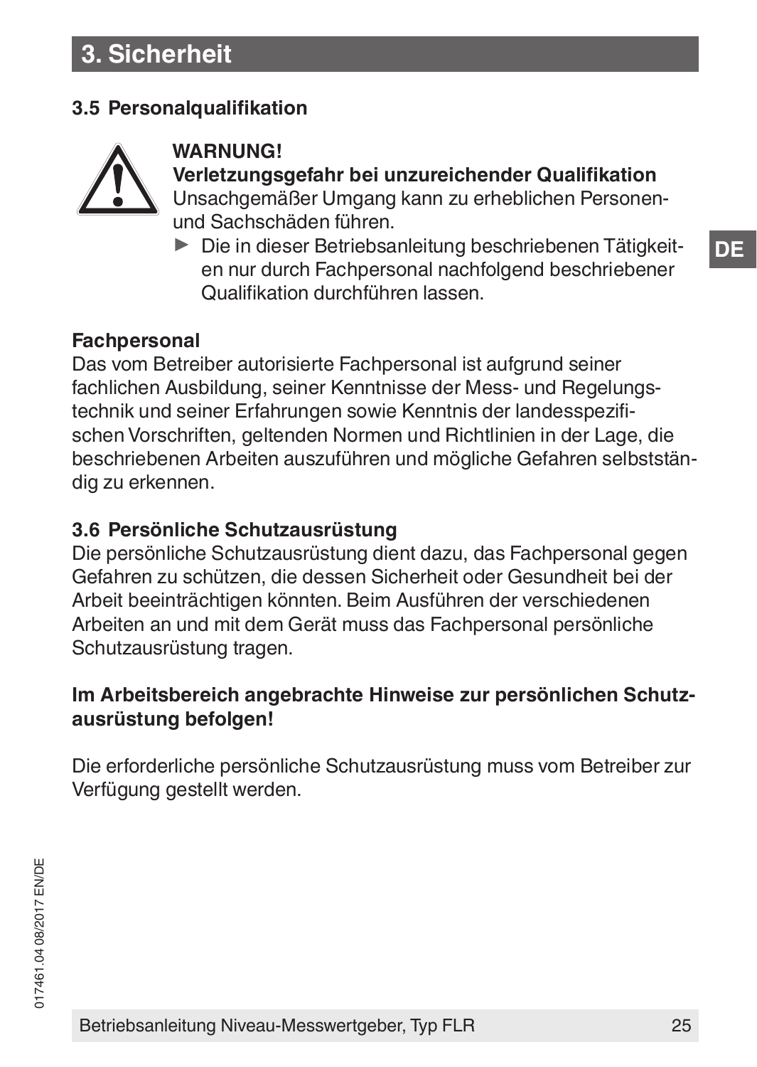## 3. Sicherheit

### 3.5 Personalqualifikation

**WARNUNG!**
**Verletzungsgefahr bei unzureichender Qualifikation**
Unsachgemäßer Umgang kann zu erheblichen Personen- und Sachschäden führen.

- ▶ Die in dieser Betriebsanleitung beschriebenen Tätigkeiten nur durch Fachpersonal nachfolgend beschriebener Qualifikation durchführen lassen.

**Fachpersonal**
Das vom Betreiber autorisierte Fachpersonal ist aufgrund seiner fachlichen Ausbildung, seiner Kenntnisse der Mess- und Regelungstechnik und seiner Erfahrungen sowie Kenntnis der landesspezifischen Vorschriften, geltenden Normen und Richtlinien in der Lage, die beschriebenen Arbeiten auszuführen und mögliche Gefahren selbstständig zu erkennen.

### 3.6 Persönliche Schutzausrüstung

Die persönliche Schutzausrüstung dient dazu, das Fachpersonal gegen Gefahren zu schützen, die dessen Sicherheit oder Gesundheit bei der Arbeit beeinträchtigen könnten. Beim Ausführen der verschiedenen Arbeiten an und mit dem Gerät muss das Fachpersonal persönliche Schutzausrüstung tragen.

**Im Arbeitsbereich angebrachte Hinweise zur persönlichen Schutzausrüstung befolgen!**

Die erforderliche persönliche Schutzausrüstung muss vom Betreiber zur Verfügung gestellt werden.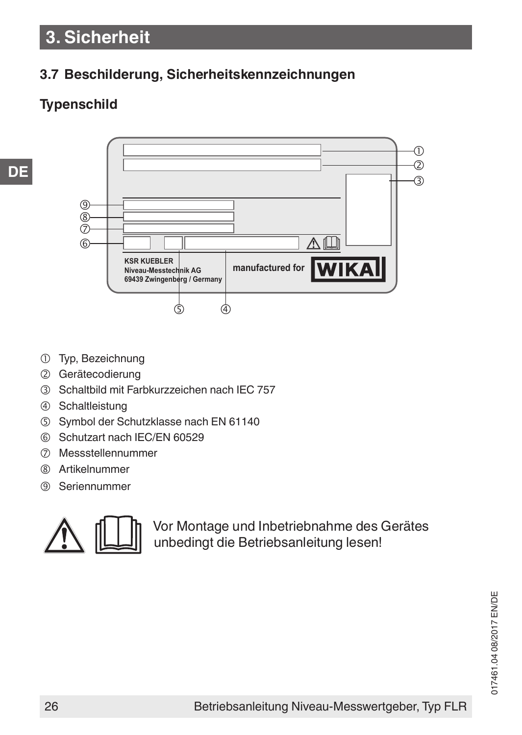# 3. Sicherheit

## 3.7 Beschilderung, Sicherheitskennzeichnungen

### Typenschild

KSR KUEBLER
Niveau-Messtechnik AG
69439 Zwingenberg / Germany

manufactured for WIKA

① Typ, Bezeichnung
② Gerätecodierung
③ Schaltbild mit Farbkurzzeichen nach IEC 757
④ Schaltleistung
⑤ Symbol der Schutzklasse nach EN 61140
⑥ Schutzart nach IEC/EN 60529
⑦ Messstellennummer
⑧ Artikelnummer
⑨ Seriennummer

Vor Montage und Inbetriebnahme des Gerätes unbedingt die Betriebsanleitung lesen!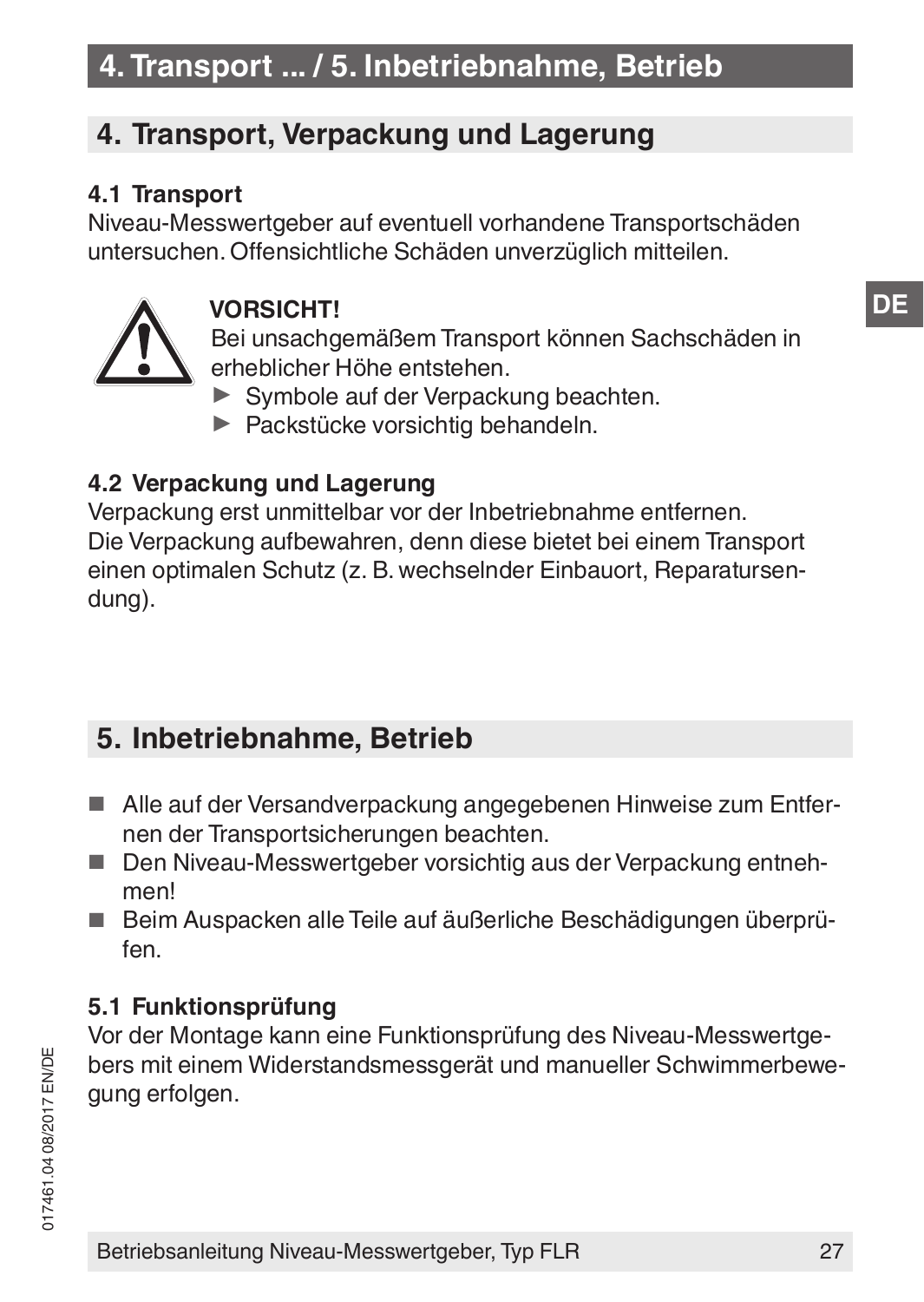## 4. Transport, Verpackung und Lagerung

### 4.1 Transport

Niveau-Messwertgeber auf eventuell vorhandene Transportschäden untersuchen. Offensichtliche Schäden unverzüglich mitteilen.

**VORSICHT!**
Bei unsachgemäßem Transport können Sachschäden in erheblicher Höhe entstehen.

- ▶ Symbole auf der Verpackung beachten.
- ▶ Packstücke vorsichtig behandeln.

### 4.2 Verpackung und Lagerung

Verpackung erst unmittelbar vor der Inbetriebnahme entfernen.
Die Verpackung aufbewahren, denn diese bietet bei einem Transport einen optimalen Schutz (z. B. wechselnder Einbauort, Reparatursendung).

## 5. Inbetriebnahme, Betrieb

- Alle auf der Versandverpackung angegebenen Hinweise zum Entfernen der Transportsicherungen beachten.
- Den Niveau-Messwertgeber vorsichtig aus der Verpackung entnehmen!
- Beim Auspacken alle Teile auf äußerliche Beschädigungen überprüfen.

### 5.1 Funktionsprüfung

Vor der Montage kann eine Funktionsprüfung des Niveau-Messwertgebers mit einem Widerstandsmessgerät und manueller Schwimmerbewegung erfolgen.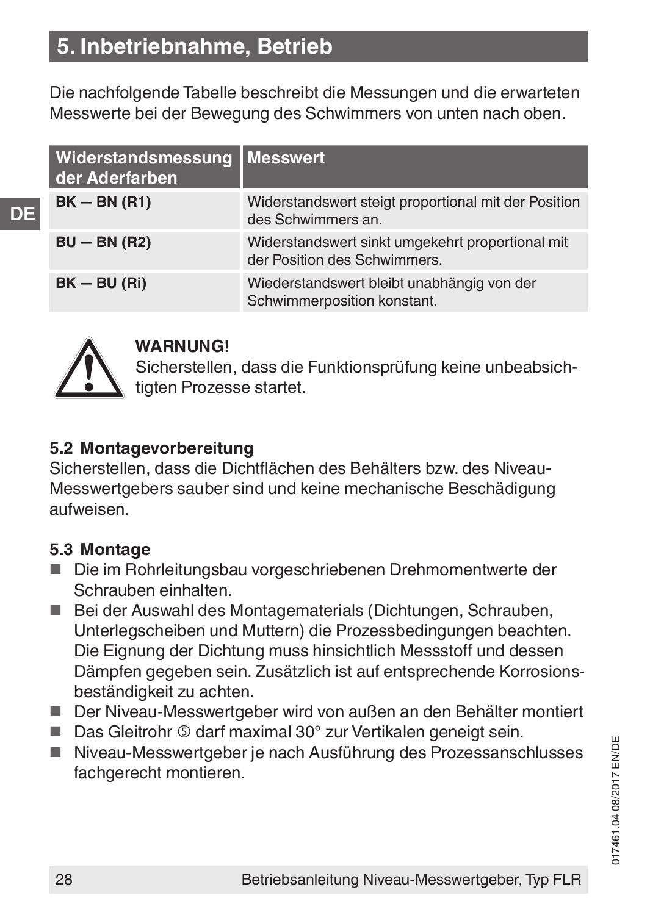## 5. Inbetriebnahme, Betrieb

Die nachfolgende Tabelle beschreibt die Messungen und die erwarteten Messwerte bei der Bewegung des Schwimmers von unten nach oben.

| Widerstandsmessung der Aderfarben | Messwert |
|---|---|
| **BK — BN (R1)** | Widerstandswert steigt proportional mit der Position des Schwimmers an. |
| **BU — BN (R2)** | Widerstandswert sinkt umgekehrt proportional mit der Position des Schwimmers. |
| **BK — BU (Ri)** | Wiederstandswert bleibt unabhängig von der Schwimmerposition konstant. |

**WARNUNG!**
Sicherstellen, dass die Funktionsprüfung keine unbeabsichtigten Prozesse startet.

### 5.2 Montagevorbereitung

Sicherstellen, dass die Dichtflächen des Behälters bzw. des Niveau-Messwertgebers sauber sind und keine mechanische Beschädigung aufweisen.

### 5.3 Montage

- Die im Rohrleitungsbau vorgeschriebenen Drehmomentwerte der Schrauben einhalten.
- Bei der Auswahl des Montagematerials (Dichtungen, Schrauben, Unterlegscheiben und Muttern) die Prozessbedingungen beachten. Die Eignung der Dichtung muss hinsichtlich Messstoff und dessen Dämpfen gegeben sein. Zusätzlich ist auf entsprechende Korrosionsbeständigkeit zu achten.
- Der Niveau-Messwertgeber wird von außen an den Behälter montiert
- Das Gleitrohr ⑤ darf maximal 30° zur Vertikalen geneigt sein.
- Niveau-Messwertgeber je nach Ausführung des Prozessanschlusses fachgerecht montieren.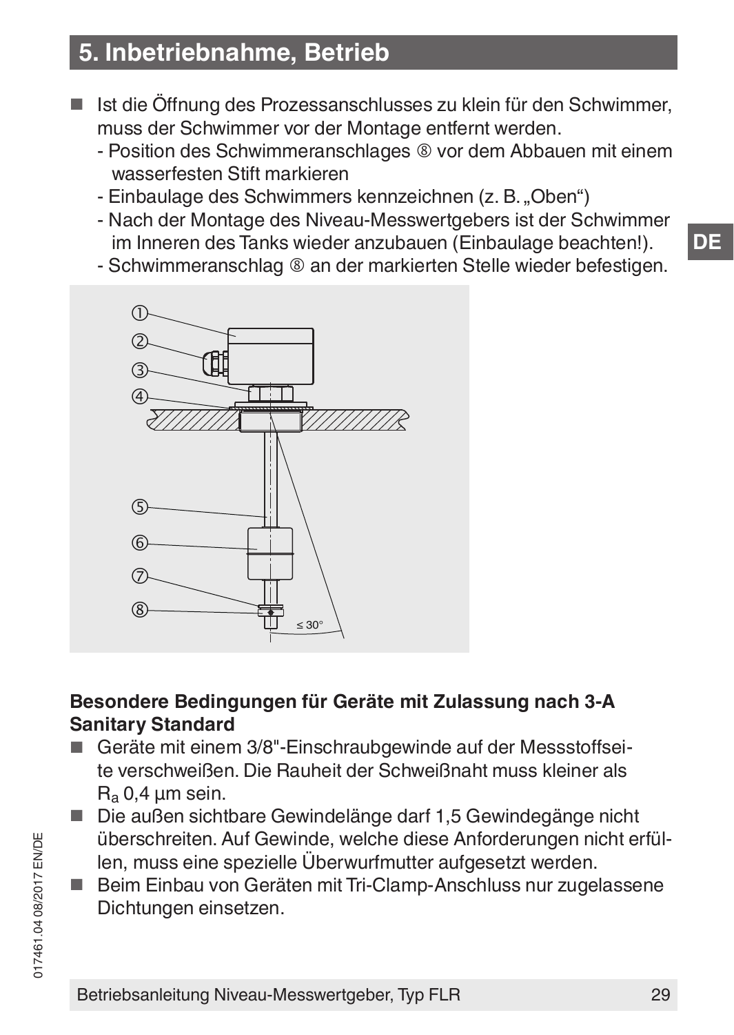## 5. Inbetriebnahme, Betrieb

- Ist die Öffnung des Prozessanschlusses zu klein für den Schwimmer, muss der Schwimmer vor der Montage entfernt werden.
  - Position des Schwimmeranschlages ⑧ vor dem Abbauen mit einem wasserfesten Stift markieren
  - Einbaulage des Schwimmers kennzeichnen (z. B. „Oben“)
  - Nach der Montage des Niveau-Messwertgebers ist der Schwimmer im Inneren des Tanks wieder anzubauen (Einbaulage beachten!).
  - Schwimmeranschlag ⑧ an der markierten Stelle wieder befestigen.

**Besondere Bedingungen für Geräte mit Zulassung nach 3-A Sanitary Standard**

- Geräte mit einem 3/8"-Einschraubgewinde auf der Messstoffseite verschweißen. Die Rauheit der Schweißnaht muss kleiner als $R_a$ 0,4 µm sein.
- Die außen sichtbare Gewindelänge darf 1,5 Gewindegänge nicht überschreiten. Auf Gewinde, welche diese Anforderungen nicht erfüllen, muss eine spezielle Überwurfmutter aufgesetzt werden.
- Beim Einbau von Geräten mit Tri-Clamp-Anschluss nur zugelassene Dichtungen einsetzen.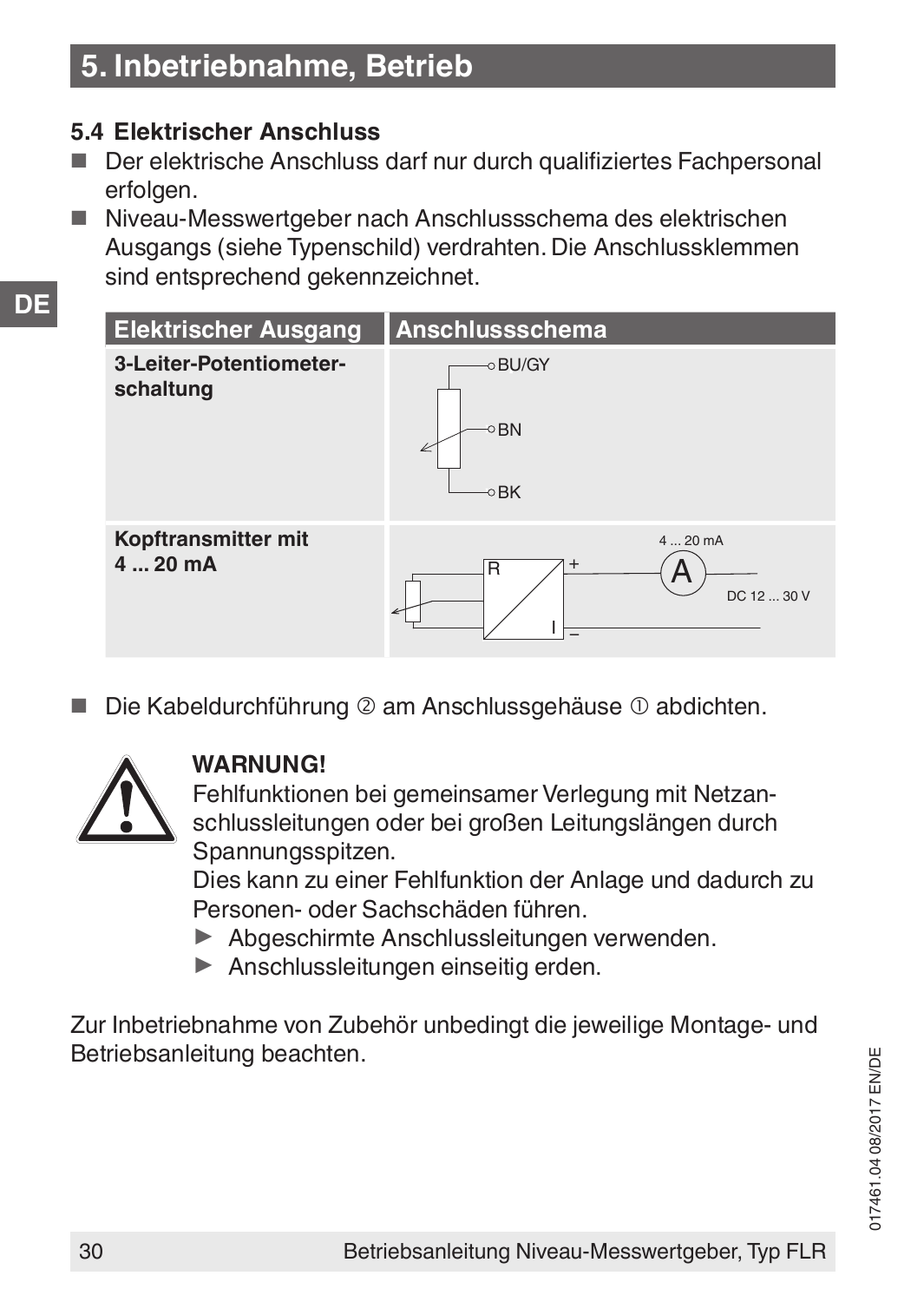# 5. Inbetriebnahme, Betrieb

## 5.4 Elektrischer Anschluss

- Der elektrische Anschluss darf nur durch qualifiziertes Fachpersonal erfolgen.
- Niveau-Messwertgeber nach Anschlussschema des elektrischen Ausgangs (siehe Typenschild) verdrahten. Die Anschlussklemmen sind entsprechend gekennzeichnet.

| Elektrischer Ausgang | Anschlussschema |
|---|---|
| **3-Leiter-Potentiometer-schaltung** | BU/GY, BN, BK |
| **Kopftransmitter mit 4 ... 20 mA** | R, I, +, –, A, 4 ... 20 mA, DC 12 ... 30 V |

- Die Kabeldurchführung ② am Anschlussgehäuse ① abdichten.

**WARNUNG!**
Fehlfunktionen bei gemeinsamer Verlegung mit Netzanschlussleitungen oder bei großen Leitungslängen durch Spannungsspitzen.
Dies kann zu einer Fehlfunktion der Anlage und dadurch zu Personen- oder Sachschäden führen.
- ▶ Abgeschirmte Anschlussleitungen verwenden.
- ▶ Anschlussleitungen einseitig erden.

Zur Inbetriebnahme von Zubehör unbedingt die jeweilige Montage- und Betriebsanleitung beachten.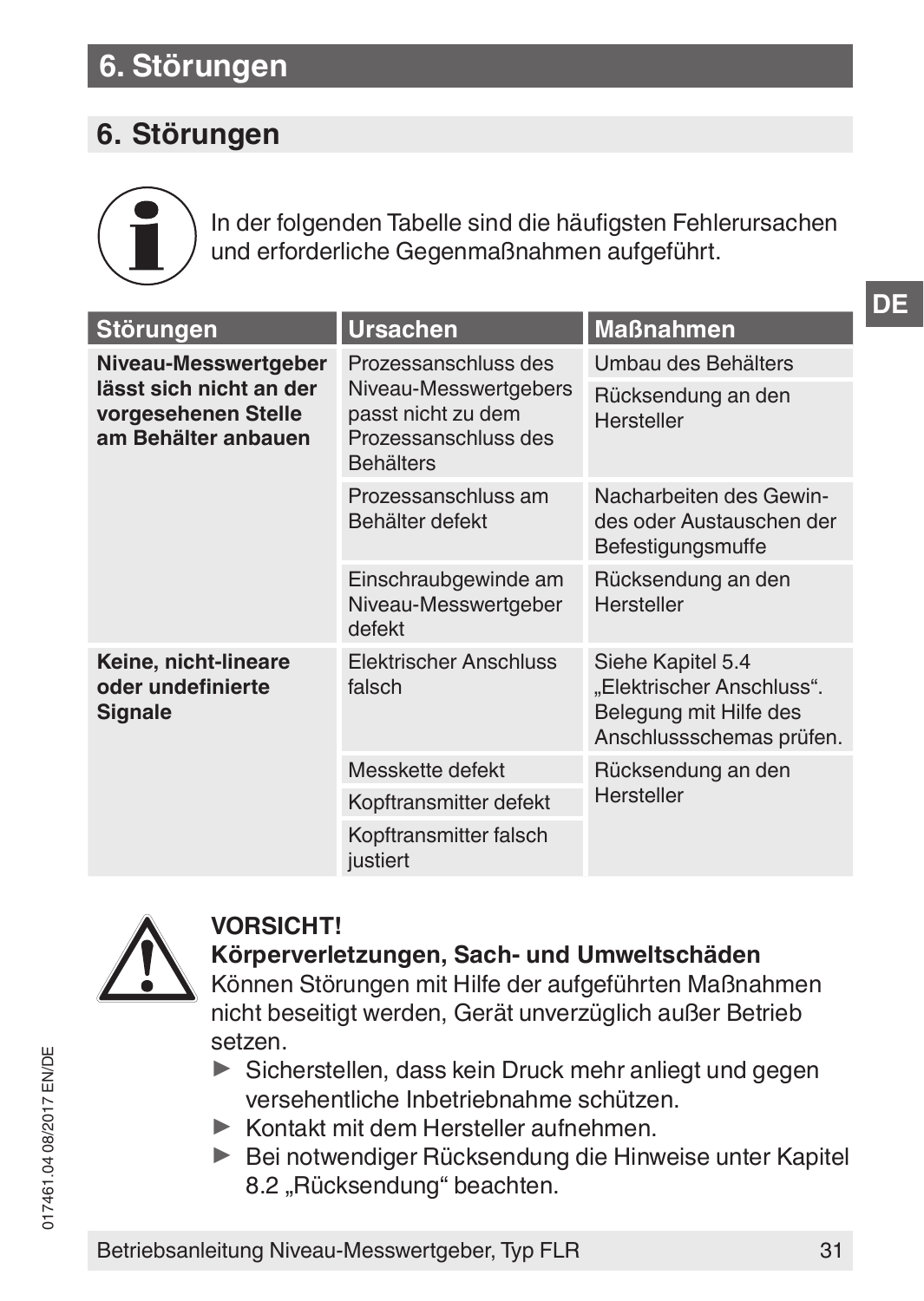# 6. Störungen

## 6. Störungen

In der folgenden Tabelle sind die häufigsten Fehlerursachen und erforderliche Gegenmaßnahmen aufgeführt.

| Störungen | Ursachen | Maßnahmen |
|---|---|---|
| **Niveau-Messwertgeber lässt sich nicht an der vorgesehenen Stelle am Behälter anbauen** | Prozessanschluss des Niveau-Messwertgebers passt nicht zu dem Prozessanschluss des Behälters | Umbau des Behälters<br>Rücksendung an den Hersteller |
| | Prozessanschluss am Behälter defekt | Nacharbeiten des Gewindes oder Austauschen der Befestigungsmuffe |
| | Einschraubgewinde am Niveau-Messwertgeber defekt | Rücksendung an den Hersteller |
| **Keine, nicht-lineare oder undefinierte Signale** | Elektrischer Anschluss falsch | Siehe Kapitel 5.4 „Elektrischer Anschluss“. Belegung mit Hilfe des Anschlussschemas prüfen. |
| | Messkette defekt | Rücksendung an den Hersteller |
| | Kopftransmitter defekt | |
| | Kopftransmitter falsch justiert | |

**VORSICHT!**
**Körperverletzungen, Sach- und Umweltschäden**
Können Störungen mit Hilfe der aufgeführten Maßnahmen nicht beseitigt werden, Gerät unverzüglich außer Betrieb setzen.

- ▶ Sicherstellen, dass kein Druck mehr anliegt und gegen versehentliche Inbetriebnahme schützen.
- ▶ Kontakt mit dem Hersteller aufnehmen.
- ▶ Bei notwendiger Rücksendung die Hinweise unter Kapitel 8.2 „Rücksendung“ beachten.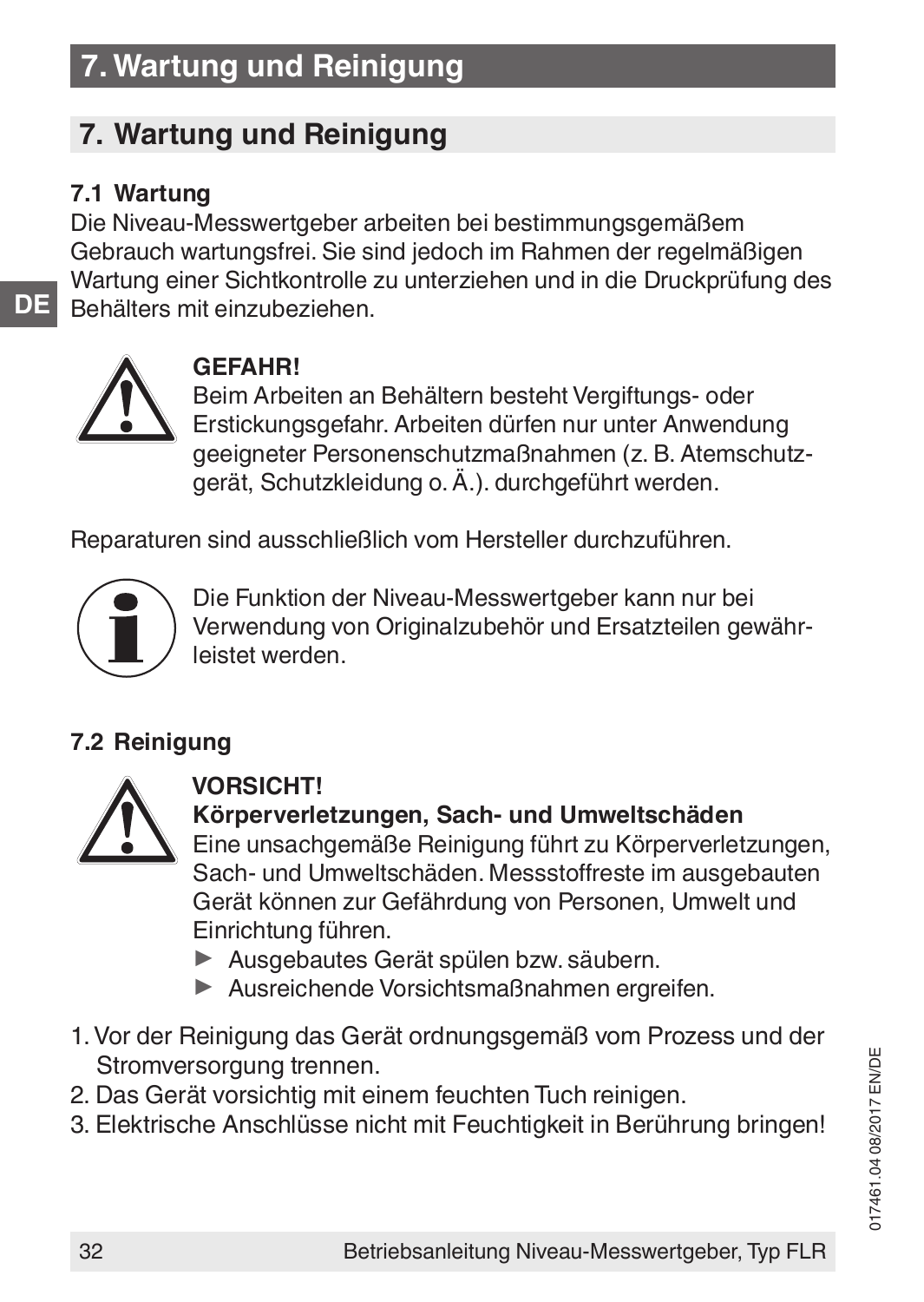# 7. Wartung und Reinigung

### 7.1 Wartung

Die Niveau-Messwertgeber arbeiten bei bestimmungsgemäßem Gebrauch wartungsfrei. Sie sind jedoch im Rahmen der regelmäßigen Wartung einer Sichtkontrolle zu unterziehen und in die Druckprüfung des Behälters mit einzubeziehen.

**GEFAHR!**
Beim Arbeiten an Behältern besteht Vergiftungs- oder Erstickungsgefahr. Arbeiten dürfen nur unter Anwendung geeigneter Personenschutzmaßnahmen (z. B. Atemschutzgerät, Schutzkleidung o. Ä.). durchgeführt werden.

Reparaturen sind ausschließlich vom Hersteller durchzuführen.

Die Funktion der Niveau-Messwertgeber kann nur bei Verwendung von Originalzubehör und Ersatzteilen gewährleistet werden.

### 7.2 Reinigung

**VORSICHT!**
**Körperverletzungen, Sach- und Umweltschäden**
Eine unsachgemäße Reinigung führt zu Körperverletzungen, Sach- und Umweltschäden. Messstoffreste im ausgebauten Gerät können zur Gefährdung von Personen, Umwelt und Einrichtung führen.
- ▶ Ausgebautes Gerät spülen bzw. säubern.
- ▶ Ausreichende Vorsichtsmaßnahmen ergreifen.

1. Vor der Reinigung das Gerät ordnungsgemäß vom Prozess und der Stromversorgung trennen.
2. Das Gerät vorsichtig mit einem feuchten Tuch reinigen.
3. Elektrische Anschlüsse nicht mit Feuchtigkeit in Berührung bringen!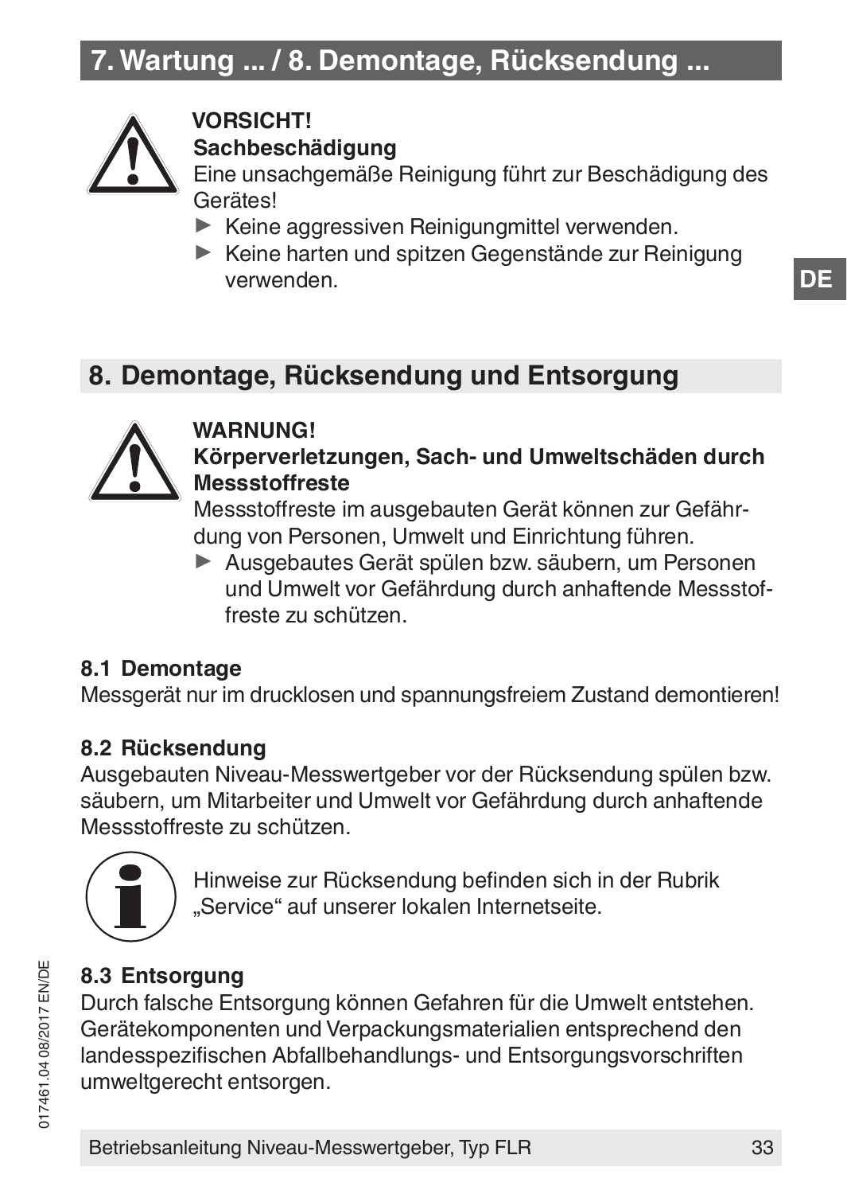**VORSICHT!**
**Sachbeschädigung**
Eine unsachgemäße Reinigung führt zur Beschädigung des Gerätes!

- ▶ Keine aggressiven Reinigungmittel verwenden.
- ▶ Keine harten und spitzen Gegenstände zur Reinigung verwenden.

## 8. Demontage, Rücksendung und Entsorgung

**WARNUNG!**
**Körperverletzungen, Sach- und Umweltschäden durch Messstoffreste**
Messstoffreste im ausgebauten Gerät können zur Gefährdung von Personen, Umwelt und Einrichtung führen.

- ▶ Ausgebautes Gerät spülen bzw. säubern, um Personen und Umwelt vor Gefährdung durch anhaftende Messstoffreste zu schützen.

### 8.1 Demontage

Messgerät nur im drucklosen und spannungsfreiem Zustand demontieren!

### 8.2 Rücksendung

Ausgebauten Niveau-Messwertgeber vor der Rücksendung spülen bzw. säubern, um Mitarbeiter und Umwelt vor Gefährdung durch anhaftende Messstoffreste zu schützen.

Hinweise zur Rücksendung befinden sich in der Rubrik „Service“ auf unserer lokalen Internetseite.

### 8.3 Entsorgung

Durch falsche Entsorgung können Gefahren für die Umwelt entstehen. Gerätekomponenten und Verpackungsmaterialien entsprechend den landesspezifischen Abfallbehandlungs- und Entsorgungsvorschriften umweltgerecht entsorgen.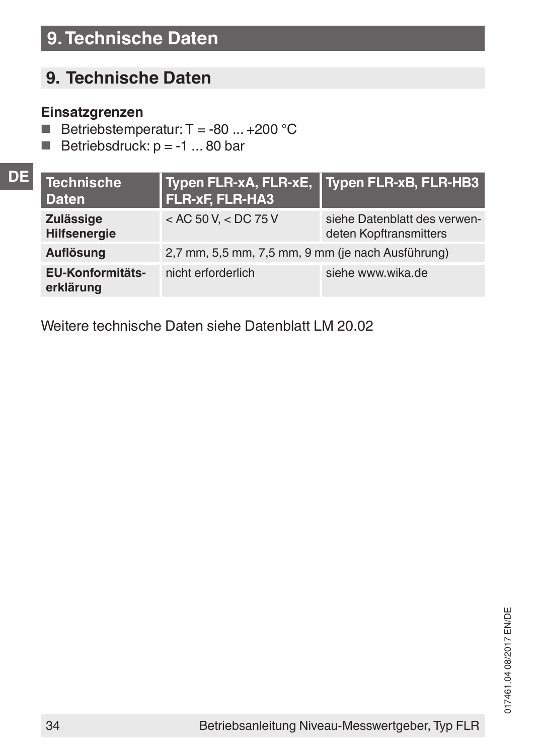# 9. Technische Daten

## 9. Technische Daten

**Einsatzgrenzen**

- Betriebstemperatur: T = -80 ... +200 °C
- Betriebsdruck: p = -1 ... 80 bar

| Technische Daten | Typen FLR-xA, FLR-xE, FLR-xF, FLR-HA3 | Typen FLR-xB, FLR-HB3 |
|---|---|---|
| **Zulässige Hilfsenergie** | < AC 50 V, < DC 75 V | siehe Datenblatt des verwendeten Kopftransmitters |
| **Auflösung** | 2,7 mm, 5,5 mm, 7,5 mm, 9 mm (je nach Ausführung) | |
| **EU-Konformitätserklärung** | nicht erforderlich | siehe www.wika.de |

Weitere technische Daten siehe Datenblatt LM 20.02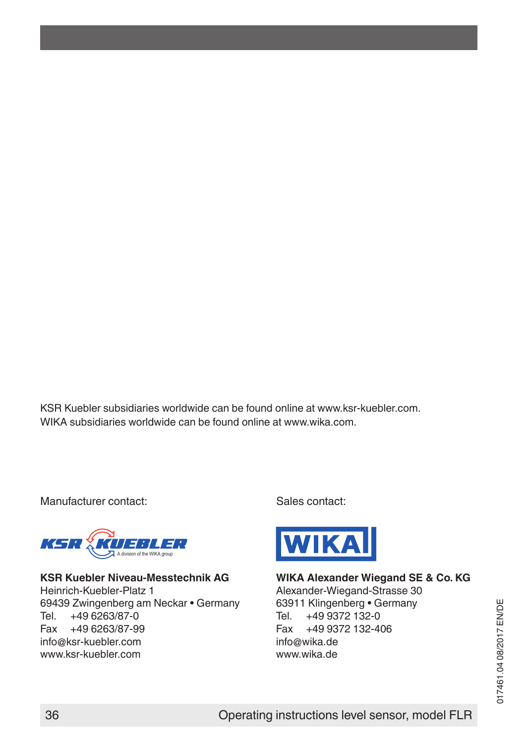KSR Kuebler subsidiaries worldwide can be found online at www.ksr-kuebler.com.
WIKA subsidiaries worldwide can be found online at www.wika.com.

Manufacturer contact:

**KSR Kuebler Niveau-Messtechnik AG**
Heinrich-Kuebler-Platz 1
69439 Zwingenberg am Neckar • Germany
Tel. +49 6263/87-0
Fax +49 6263/87-99
info@ksr-kuebler.com
www.ksr-kuebler.com

Sales contact:

**WIKA Alexander Wiegand SE & Co. KG**
Alexander-Wiegand-Strasse 30
63911 Klingenberg • Germany
Tel. +49 9372 132-0
Fax +49 9372 132-406
info@wika.de
www.wika.de

017461.04 08/2017 EN/DE